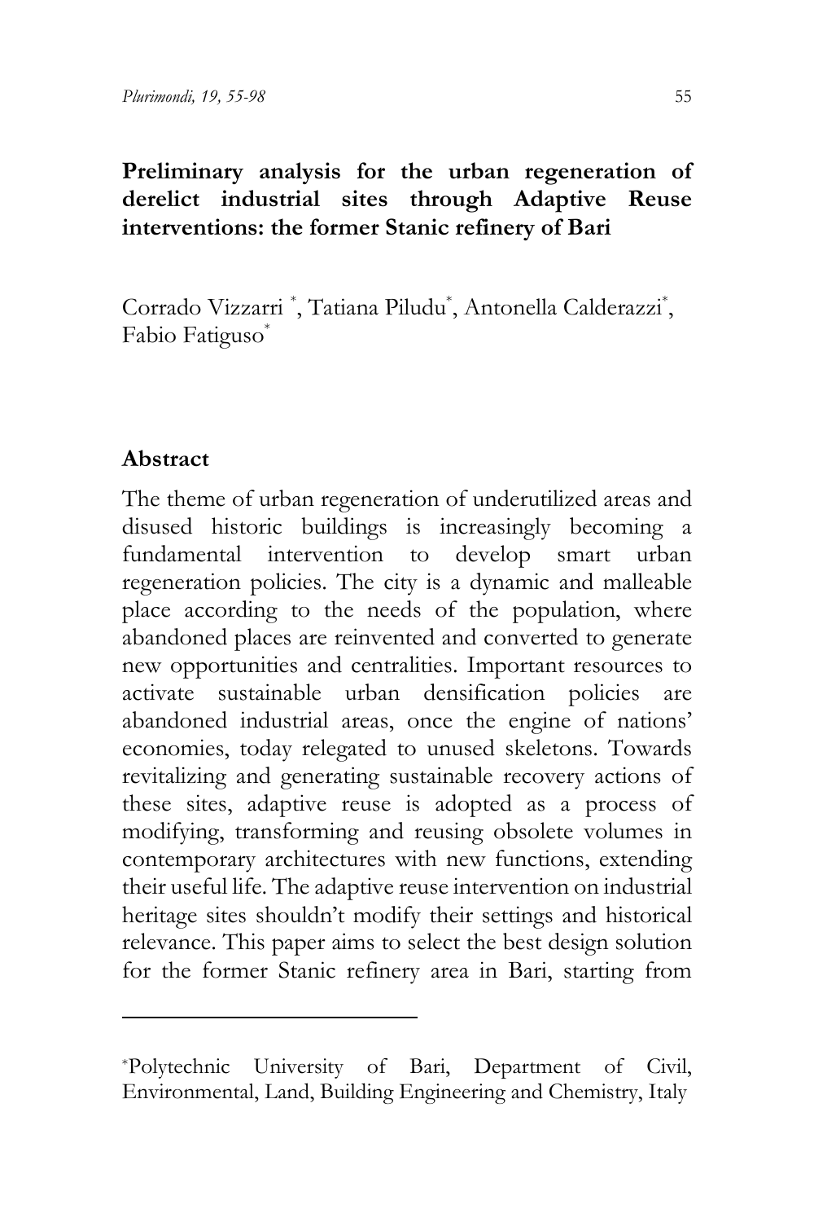# Preliminary analysis for the urban regeneration of derelict industrial sites through Adaptive Reuse interventions: the former Stanic refinery of Bari

Corrado Vizzarri [*], Tatiana Piludu[*], Antonella Calderazzi[*], Fabio Fatiguso[*]

## Abstract

The theme of urban regeneration of underutilized areas and disused historic buildings is increasingly becoming a fundamental intervention to develop smart urban regeneration policies. The city is a dynamic and malleable place according to the needs of the population, where abandoned places are reinvented and converted to generate new opportunities and centralities. Important resources to activate sustainable urban densification policies are abandoned industrial areas, once the engine of nations' economies, today relegated to unused skeletons. Towards revitalizing and generating sustainable recovery actions of these sites, adaptive reuse is adopted as a process of modifying, transforming and reusing obsolete volumes in contemporary architectures with new functions, extending their useful life. The adaptive reuse intervention on industrial heritage sites shouldn't modify their settings and historical relevance. This paper aims to select the best design solution for the former Stanic refinery area in Bari, starting from

---

[*]Polytechnic University of Bari, Department of Civil, Environmental, Land, Building Engineering and Chemistry, Italy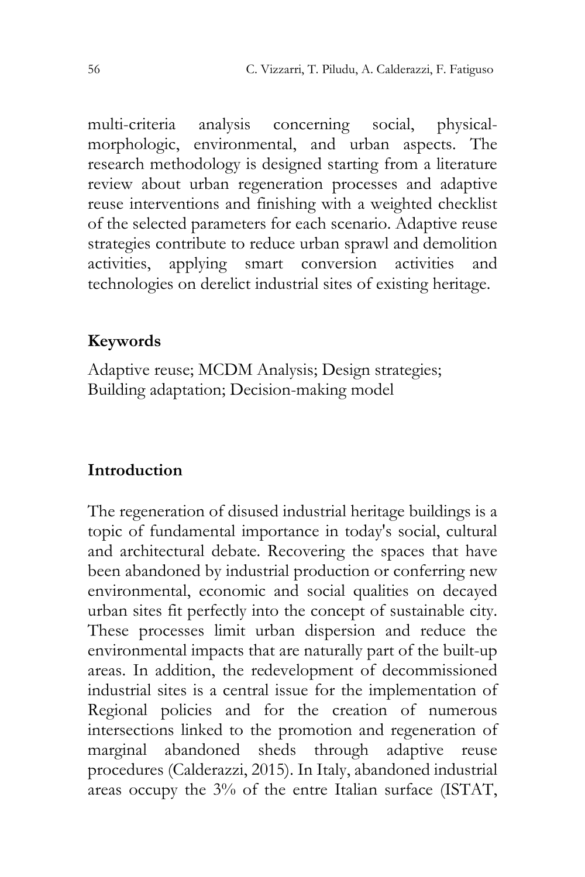multi-criteria analysis concerning social, physical-morphologic, environmental, and urban aspects. The research methodology is designed starting from a literature review about urban regeneration processes and adaptive reuse interventions and finishing with a weighted checklist of the selected parameters for each scenario. Adaptive reuse strategies contribute to reduce urban sprawl and demolition activities, applying smart conversion activities and technologies on derelict industrial sites of existing heritage.

## Keywords

Adaptive reuse; MCDM Analysis; Design strategies; Building adaptation; Decision-making model

## Introduction

The regeneration of disused industrial heritage buildings is a topic of fundamental importance in today's social, cultural and architectural debate. Recovering the spaces that have been abandoned by industrial production or conferring new environmental, economic and social qualities on decayed urban sites fit perfectly into the concept of sustainable city. These processes limit urban dispersion and reduce the environmental impacts that are naturally part of the built-up areas. In addition, the redevelopment of decommissioned industrial sites is a central issue for the implementation of Regional policies and for the creation of numerous intersections linked to the promotion and regeneration of marginal abandoned sheds through adaptive reuse procedures (Calderazzi, 2015). In Italy, abandoned industrial areas occupy the 3% of the entre Italian surface (ISTAT,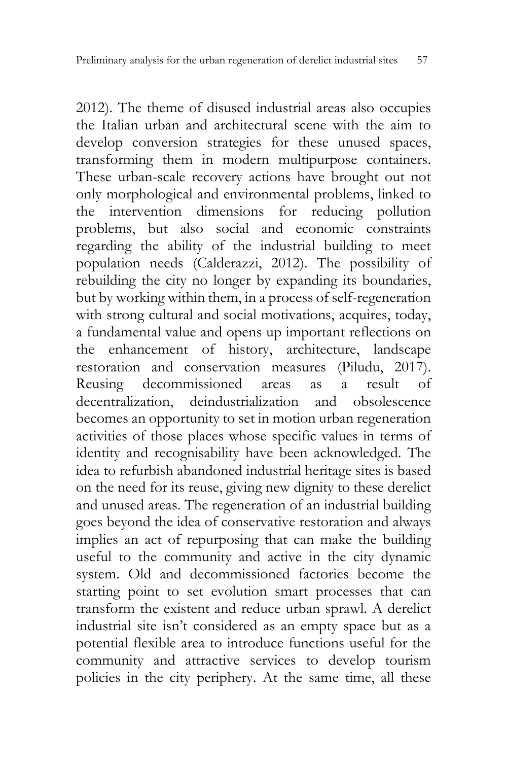2012). The theme of disused industrial areas also occupies the Italian urban and architectural scene with the aim to develop conversion strategies for these unused spaces, transforming them in modern multipurpose containers. These urban-scale recovery actions have brought out not only morphological and environmental problems, linked to the intervention dimensions for reducing pollution problems, but also social and economic constraints regarding the ability of the industrial building to meet population needs (Calderazzi, 2012). The possibility of rebuilding the city no longer by expanding its boundaries, but by working within them, in a process of self-regeneration with strong cultural and social motivations, acquires, today, a fundamental value and opens up important reflections on the enhancement of history, architecture, landscape restoration and conservation measures (Piludu, 2017). Reusing decommissioned areas as a result of decentralization, deindustrialization and obsolescence becomes an opportunity to set in motion urban regeneration activities of those places whose specific values in terms of identity and recognisability have been acknowledged. The idea to refurbish abandoned industrial heritage sites is based on the need for its reuse, giving new dignity to these derelict and unused areas. The regeneration of an industrial building goes beyond the idea of conservative restoration and always implies an act of repurposing that can make the building useful to the community and active in the city dynamic system. Old and decommissioned factories become the starting point to set evolution smart processes that can transform the existent and reduce urban sprawl. A derelict industrial site isn't considered as an empty space but as a potential flexible area to introduce functions useful for the community and attractive services to develop tourism policies in the city periphery. At the same time, all these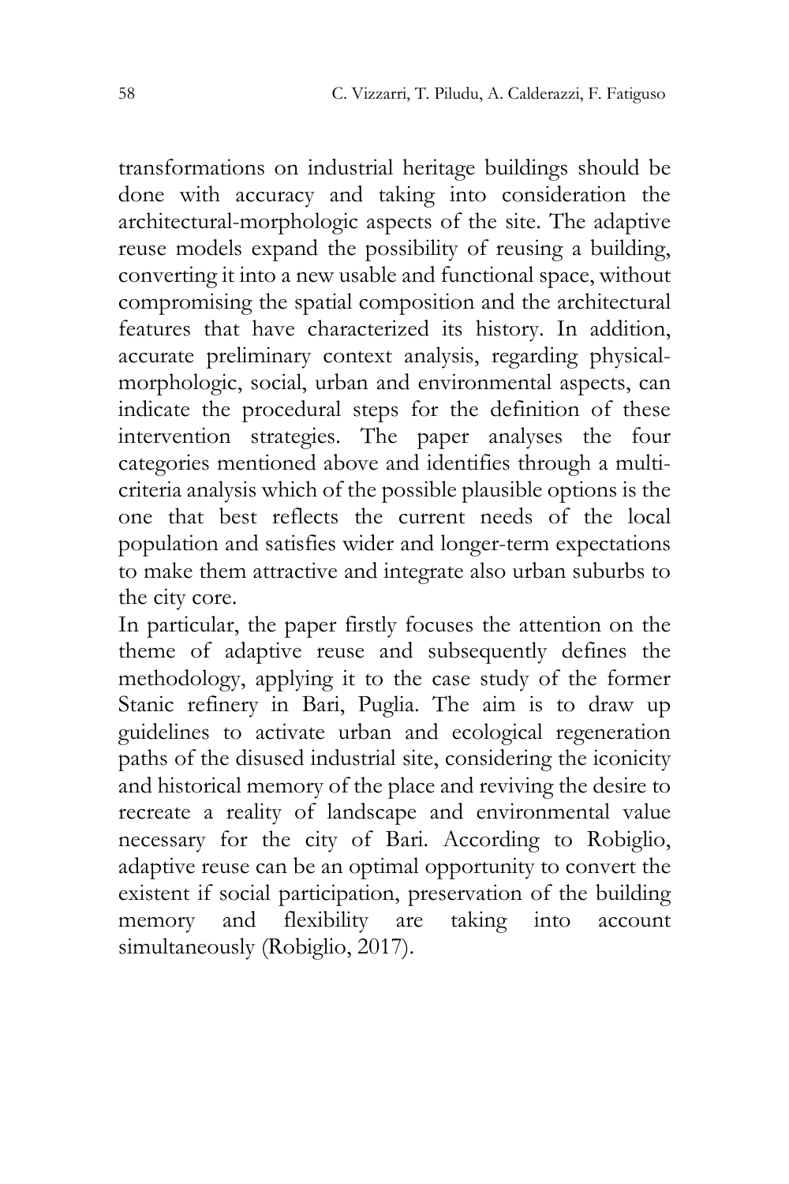transformations on industrial heritage buildings should be done with accuracy and taking into consideration the architectural-morphologic aspects of the site. The adaptive reuse models expand the possibility of reusing a building, converting it into a new usable and functional space, without compromising the spatial composition and the architectural features that have characterized its history. In addition, accurate preliminary context analysis, regarding physical-morphologic, social, urban and environmental aspects, can indicate the procedural steps for the definition of these intervention strategies. The paper analyses the four categories mentioned above and identifies through a multi-criteria analysis which of the possible plausible options is the one that best reflects the current needs of the local population and satisfies wider and longer-term expectations to make them attractive and integrate also urban suburbs to the city core.

In particular, the paper firstly focuses the attention on the theme of adaptive reuse and subsequently defines the methodology, applying it to the case study of the former Stanic refinery in Bari, Puglia. The aim is to draw up guidelines to activate urban and ecological regeneration paths of the disused industrial site, considering the iconicity and historical memory of the place and reviving the desire to recreate a reality of landscape and environmental value necessary for the city of Bari. According to Robiglio, adaptive reuse can be an optimal opportunity to convert the existent if social participation, preservation of the building memory and flexibility are taking into account simultaneously (Robiglio, 2017).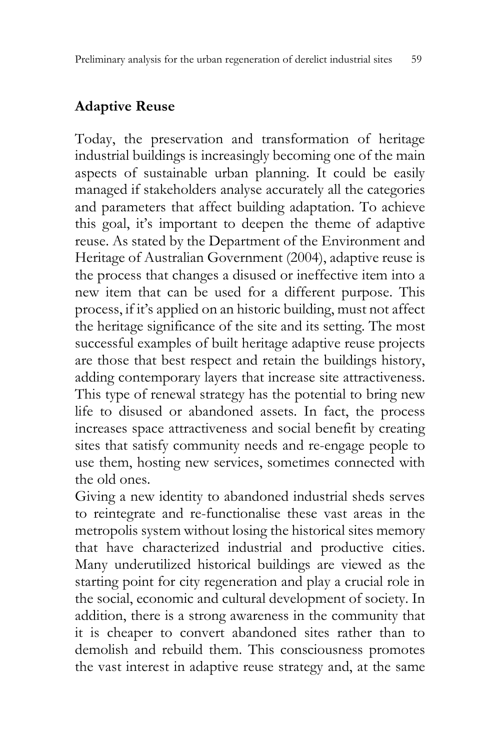## Adaptive Reuse

Today, the preservation and transformation of heritage industrial buildings is increasingly becoming one of the main aspects of sustainable urban planning. It could be easily managed if stakeholders analyse accurately all the categories and parameters that affect building adaptation. To achieve this goal, it's important to deepen the theme of adaptive reuse. As stated by the Department of the Environment and Heritage of Australian Government (2004), adaptive reuse is the process that changes a disused or ineffective item into a new item that can be used for a different purpose. This process, if it's applied on an historic building, must not affect the heritage significance of the site and its setting. The most successful examples of built heritage adaptive reuse projects are those that best respect and retain the buildings history, adding contemporary layers that increase site attractiveness. This type of renewal strategy has the potential to bring new life to disused or abandoned assets. In fact, the process increases space attractiveness and social benefit by creating sites that satisfy community needs and re-engage people to use them, hosting new services, sometimes connected with the old ones.

Giving a new identity to abandoned industrial sheds serves to reintegrate and re-functionalise these vast areas in the metropolis system without losing the historical sites memory that have characterized industrial and productive cities. Many underutilized historical buildings are viewed as the starting point for city regeneration and play a crucial role in the social, economic and cultural development of society. In addition, there is a strong awareness in the community that it is cheaper to convert abandoned sites rather than to demolish and rebuild them. This consciousness promotes the vast interest in adaptive reuse strategy and, at the same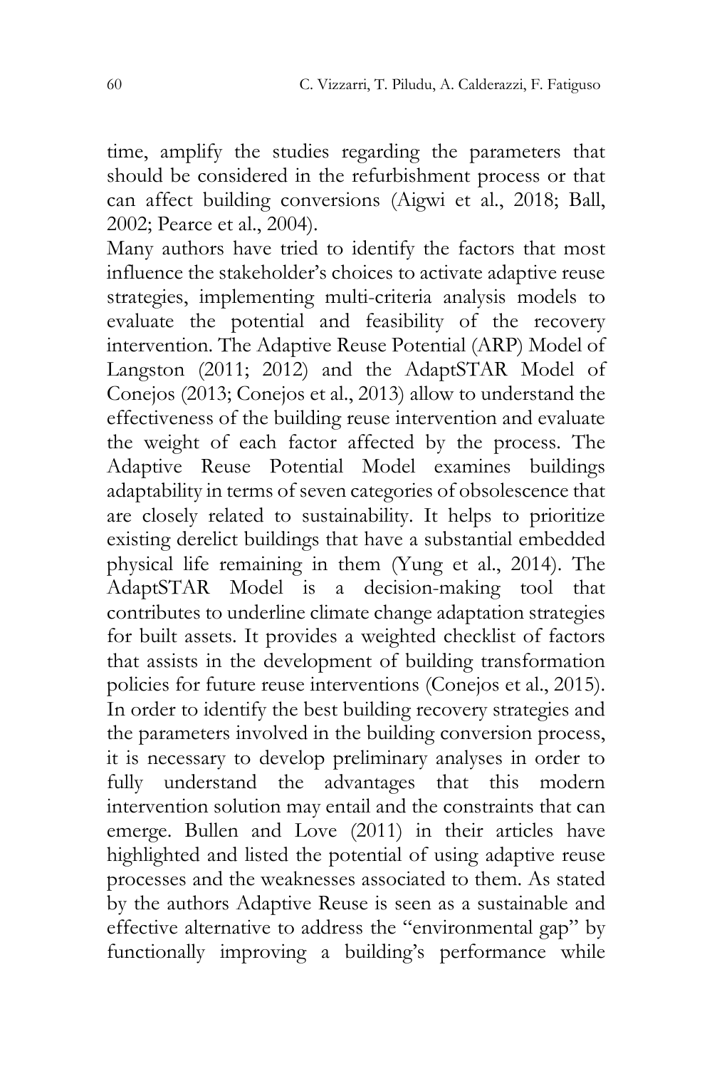time, amplify the studies regarding the parameters that should be considered in the refurbishment process or that can affect building conversions (Aigwi et al., 2018; Ball, 2002; Pearce et al., 2004).

Many authors have tried to identify the factors that most influence the stakeholder's choices to activate adaptive reuse strategies, implementing multi-criteria analysis models to evaluate the potential and feasibility of the recovery intervention. The Adaptive Reuse Potential (ARP) Model of Langston (2011; 2012) and the AdaptSTAR Model of Conejos (2013; Conejos et al., 2013) allow to understand the effectiveness of the building reuse intervention and evaluate the weight of each factor affected by the process. The Adaptive Reuse Potential Model examines buildings adaptability in terms of seven categories of obsolescence that are closely related to sustainability. It helps to prioritize existing derelict buildings that have a substantial embedded physical life remaining in them (Yung et al., 2014). The AdaptSTAR Model is a decision-making tool that contributes to underline climate change adaptation strategies for built assets. It provides a weighted checklist of factors that assists in the development of building transformation policies for future reuse interventions (Conejos et al., 2015).

In order to identify the best building recovery strategies and the parameters involved in the building conversion process, it is necessary to develop preliminary analyses in order to fully understand the advantages that this modern intervention solution may entail and the constraints that can emerge. Bullen and Love (2011) in their articles have highlighted and listed the potential of using adaptive reuse processes and the weaknesses associated to them. As stated by the authors Adaptive Reuse is seen as a sustainable and effective alternative to address the "environmental gap" by functionally improving a building's performance while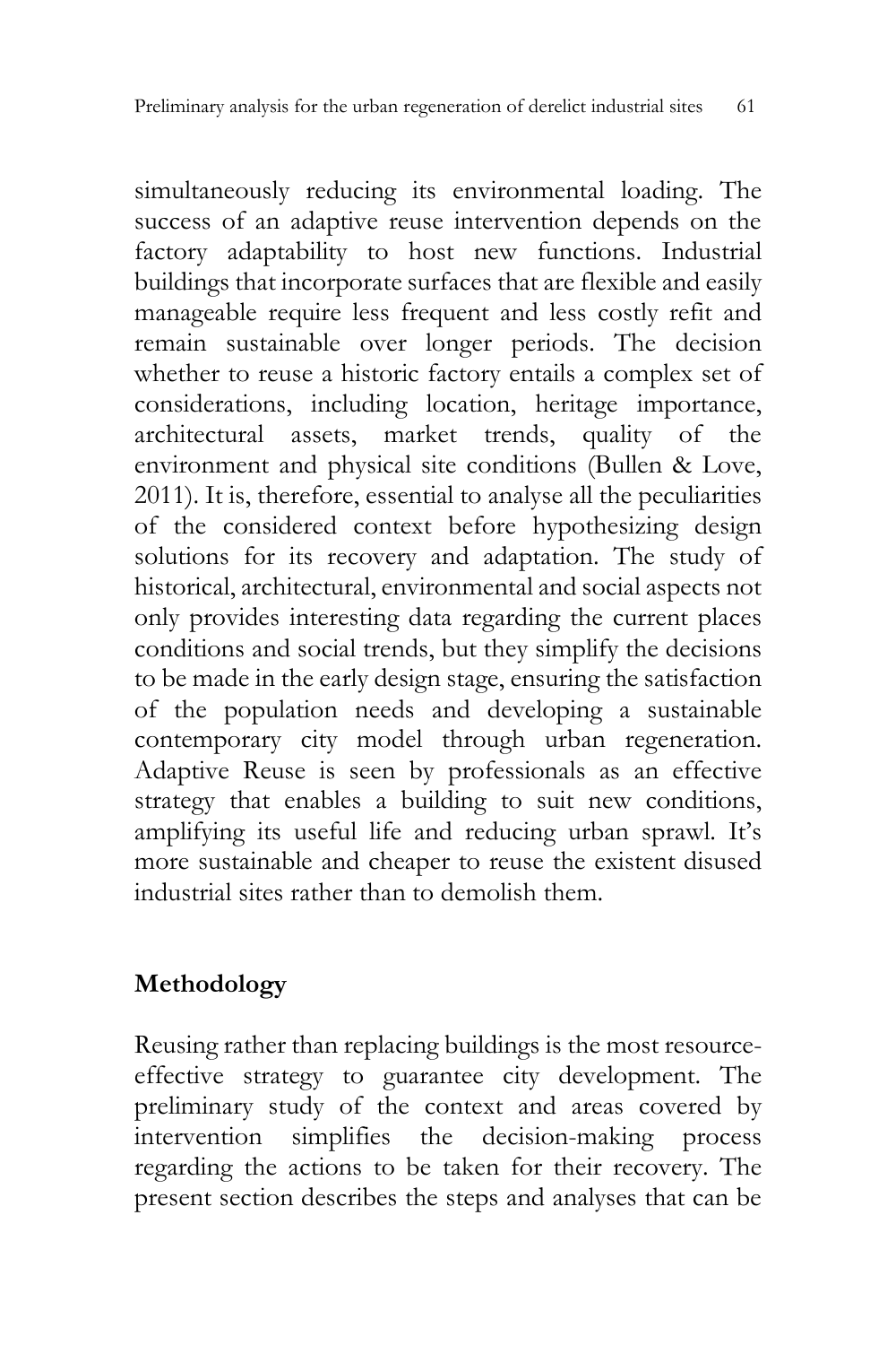simultaneously reducing its environmental loading. The success of an adaptive reuse intervention depends on the factory adaptability to host new functions. Industrial buildings that incorporate surfaces that are flexible and easily manageable require less frequent and less costly refit and remain sustainable over longer periods. The decision whether to reuse a historic factory entails a complex set of considerations, including location, heritage importance, architectural assets, market trends, quality of the environment and physical site conditions (Bullen & Love, 2011). It is, therefore, essential to analyse all the peculiarities of the considered context before hypothesizing design solutions for its recovery and adaptation. The study of historical, architectural, environmental and social aspects not only provides interesting data regarding the current places conditions and social trends, but they simplify the decisions to be made in the early design stage, ensuring the satisfaction of the population needs and developing a sustainable contemporary city model through urban regeneration. Adaptive Reuse is seen by professionals as an effective strategy that enables a building to suit new conditions, amplifying its useful life and reducing urban sprawl. It's more sustainable and cheaper to reuse the existent disused industrial sites rather than to demolish them.

## Methodology

Reusing rather than replacing buildings is the most resource-effective strategy to guarantee city development. The preliminary study of the context and areas covered by intervention simplifies the decision-making process regarding the actions to be taken for their recovery. The present section describes the steps and analyses that can be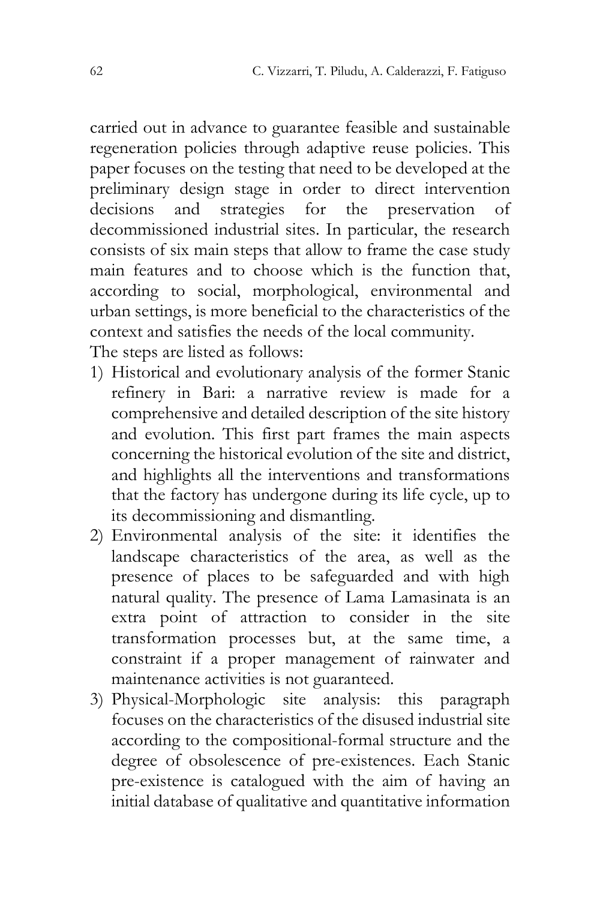carried out in advance to guarantee feasible and sustainable regeneration policies through adaptive reuse policies. This paper focuses on the testing that need to be developed at the preliminary design stage in order to direct intervention decisions and strategies for the preservation of decommissioned industrial sites. In particular, the research consists of six main steps that allow to frame the case study main features and to choose which is the function that, according to social, morphological, environmental and urban settings, is more beneficial to the characteristics of the context and satisfies the needs of the local community.
The steps are listed as follows:

1) Historical and evolutionary analysis of the former Stanic refinery in Bari: a narrative review is made for a comprehensive and detailed description of the site history and evolution. This first part frames the main aspects concerning the historical evolution of the site and district, and highlights all the interventions and transformations that the factory has undergone during its life cycle, up to its decommissioning and dismantling.
2) Environmental analysis of the site: it identifies the landscape characteristics of the area, as well as the presence of places to be safeguarded and with high natural quality. The presence of Lama Lamasinata is an extra point of attraction to consider in the site transformation processes but, at the same time, a constraint if a proper management of rainwater and maintenance activities is not guaranteed.
3) Physical-Morphologic site analysis: this paragraph focuses on the characteristics of the disused industrial site according to the compositional-formal structure and the degree of obsolescence of pre-existences. Each Stanic pre-existence is catalogued with the aim of having an initial database of qualitative and quantitative information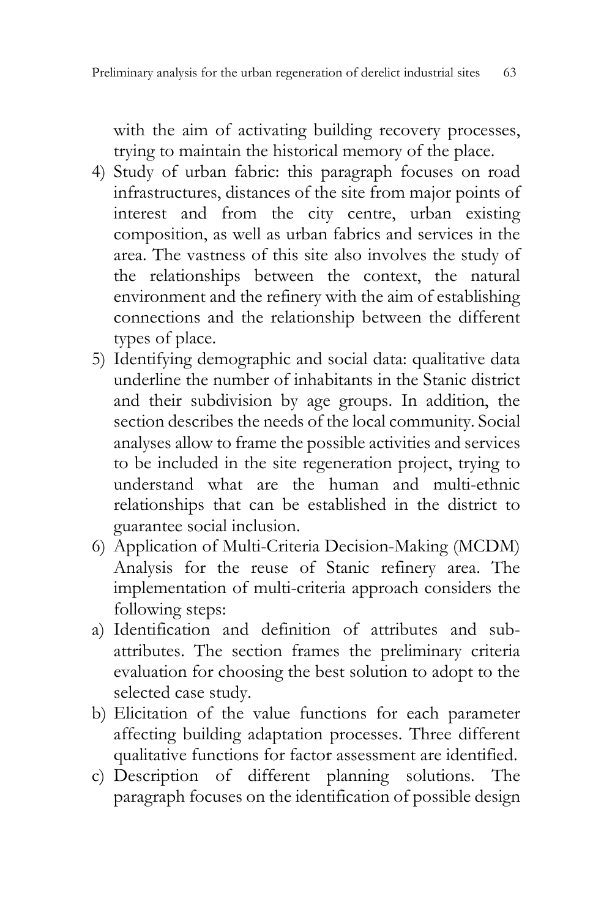with the aim of activating building recovery processes, trying to maintain the historical memory of the place.

4) Study of urban fabric: this paragraph focuses on road infrastructures, distances of the site from major points of interest and from the city centre, urban existing composition, as well as urban fabrics and services in the area. The vastness of this site also involves the study of the relationships between the context, the natural environment and the refinery with the aim of establishing connections and the relationship between the different types of place.
5) Identifying demographic and social data: qualitative data underline the number of inhabitants in the Stanic district and their subdivision by age groups. In addition, the section describes the needs of the local community. Social analyses allow to frame the possible activities and services to be included in the site regeneration project, trying to understand what are the human and multi-ethnic relationships that can be established in the district to guarantee social inclusion.
6) Application of Multi-Criteria Decision-Making (MCDM) Analysis for the reuse of Stanic refinery area. The implementation of multi-criteria approach considers the following steps:

a) Identification and definition of attributes and sub-attributes. The section frames the preliminary criteria evaluation for choosing the best solution to adopt to the selected case study.
b) Elicitation of the value functions for each parameter affecting building adaptation processes. Three different qualitative functions for factor assessment are identified.
c) Description of different planning solutions. The paragraph focuses on the identification of possible design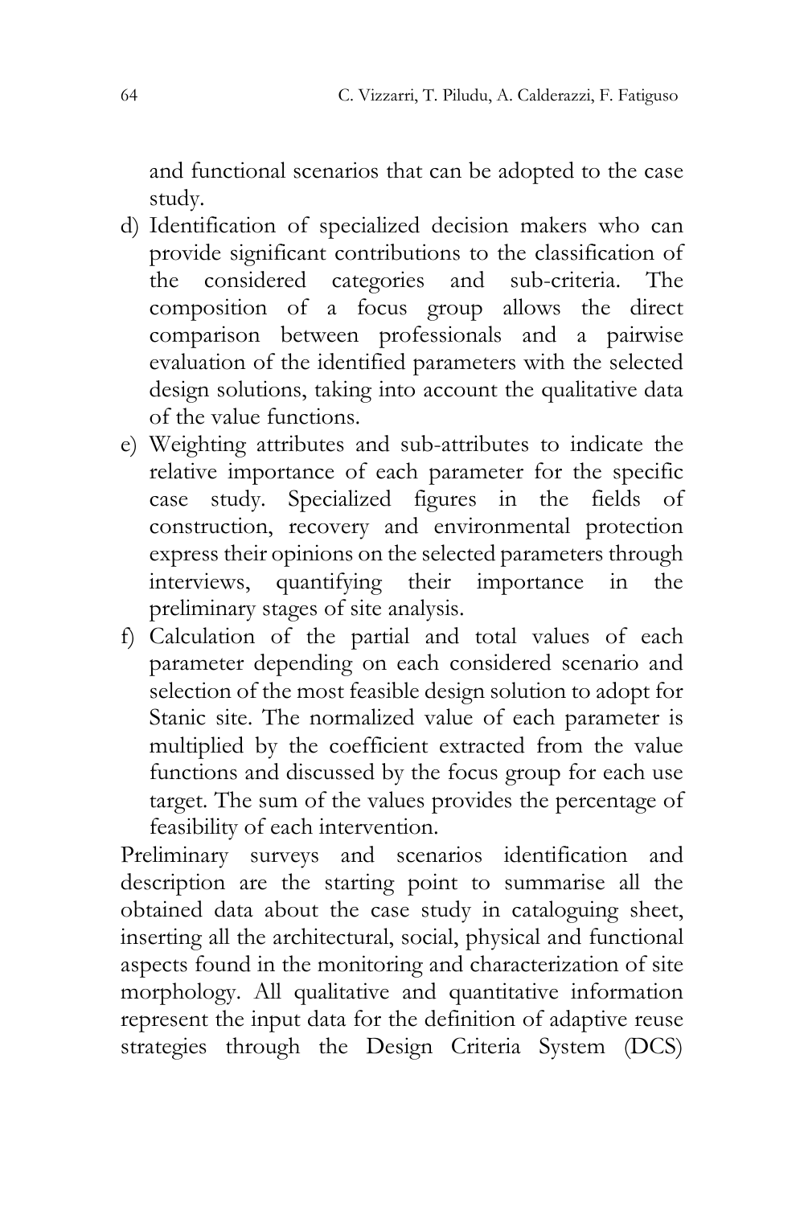and functional scenarios that can be adopted to the case study.

d) Identification of specialized decision makers who can provide significant contributions to the classification of the considered categories and sub-criteria. The composition of a focus group allows the direct comparison between professionals and a pairwise evaluation of the identified parameters with the selected design solutions, taking into account the qualitative data of the value functions.
e) Weighting attributes and sub-attributes to indicate the relative importance of each parameter for the specific case study. Specialized figures in the fields of construction, recovery and environmental protection express their opinions on the selected parameters through interviews, quantifying their importance in the preliminary stages of site analysis.
f) Calculation of the partial and total values of each parameter depending on each considered scenario and selection of the most feasible design solution to adopt for Stanic site. The normalized value of each parameter is multiplied by the coefficient extracted from the value functions and discussed by the focus group for each use target. The sum of the values provides the percentage of feasibility of each intervention.

Preliminary surveys and scenarios identification and description are the starting point to summarise all the obtained data about the case study in cataloguing sheet, inserting all the architectural, social, physical and functional aspects found in the monitoring and characterization of site morphology. All qualitative and quantitative information represent the input data for the definition of adaptive reuse strategies through the Design Criteria System (DCS)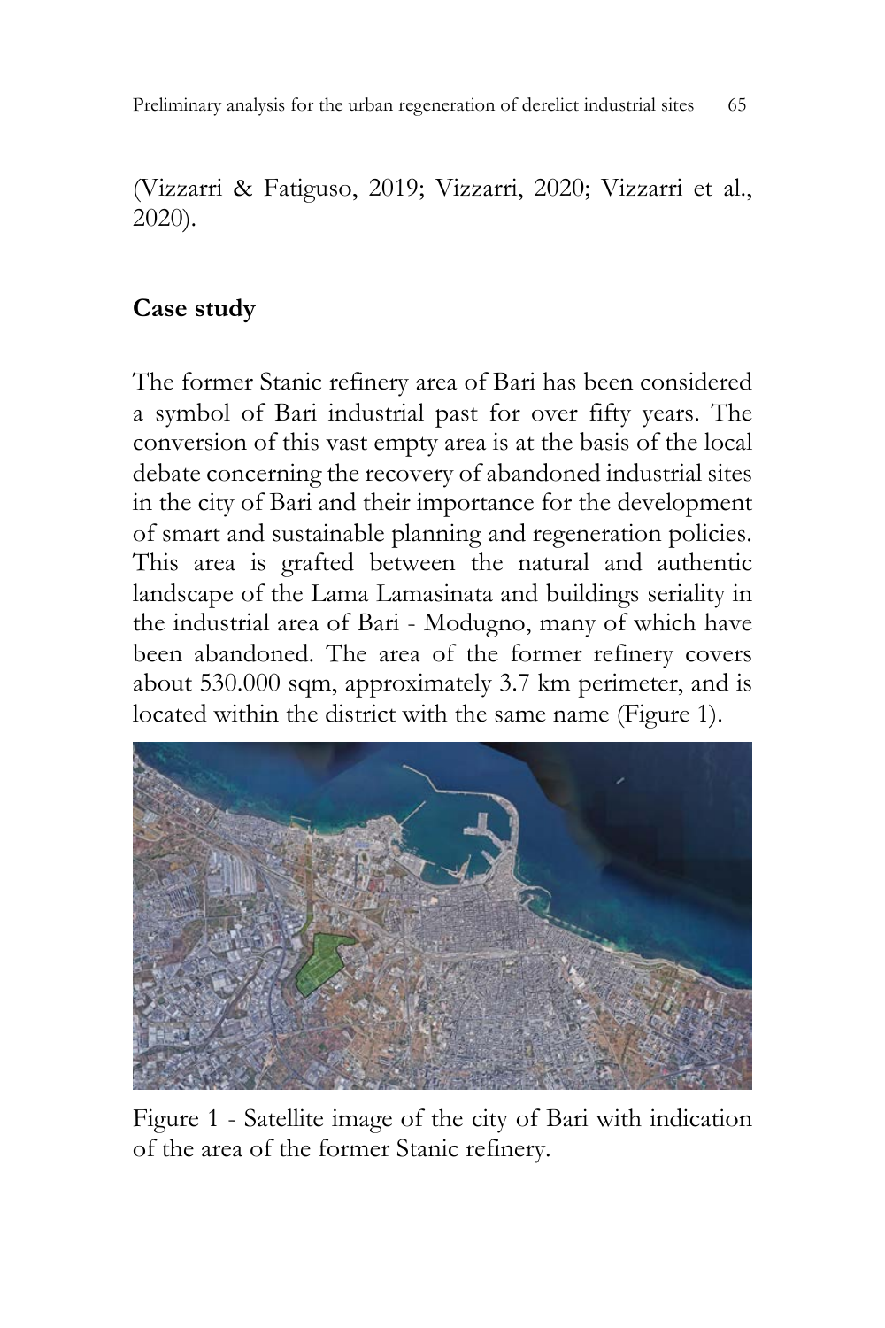(Vizzarri & Fatiguso, 2019; Vizzarri, 2020; Vizzarri et al., 2020).

## Case study

The former Stanic refinery area of Bari has been considered a symbol of Bari industrial past for over fifty years. The conversion of this vast empty area is at the basis of the local debate concerning the recovery of abandoned industrial sites in the city of Bari and their importance for the development of smart and sustainable planning and regeneration policies. This area is grafted between the natural and authentic landscape of the Lama Lamasinata and buildings seriality in the industrial area of Bari - Modugno, many of which have been abandoned. The area of the former refinery covers about 530.000 sqm, approximately 3.7 km perimeter, and is located within the district with the same name (Figure 1).

Figure 1 - Satellite image of the city of Bari with indication of the area of the former Stanic refinery.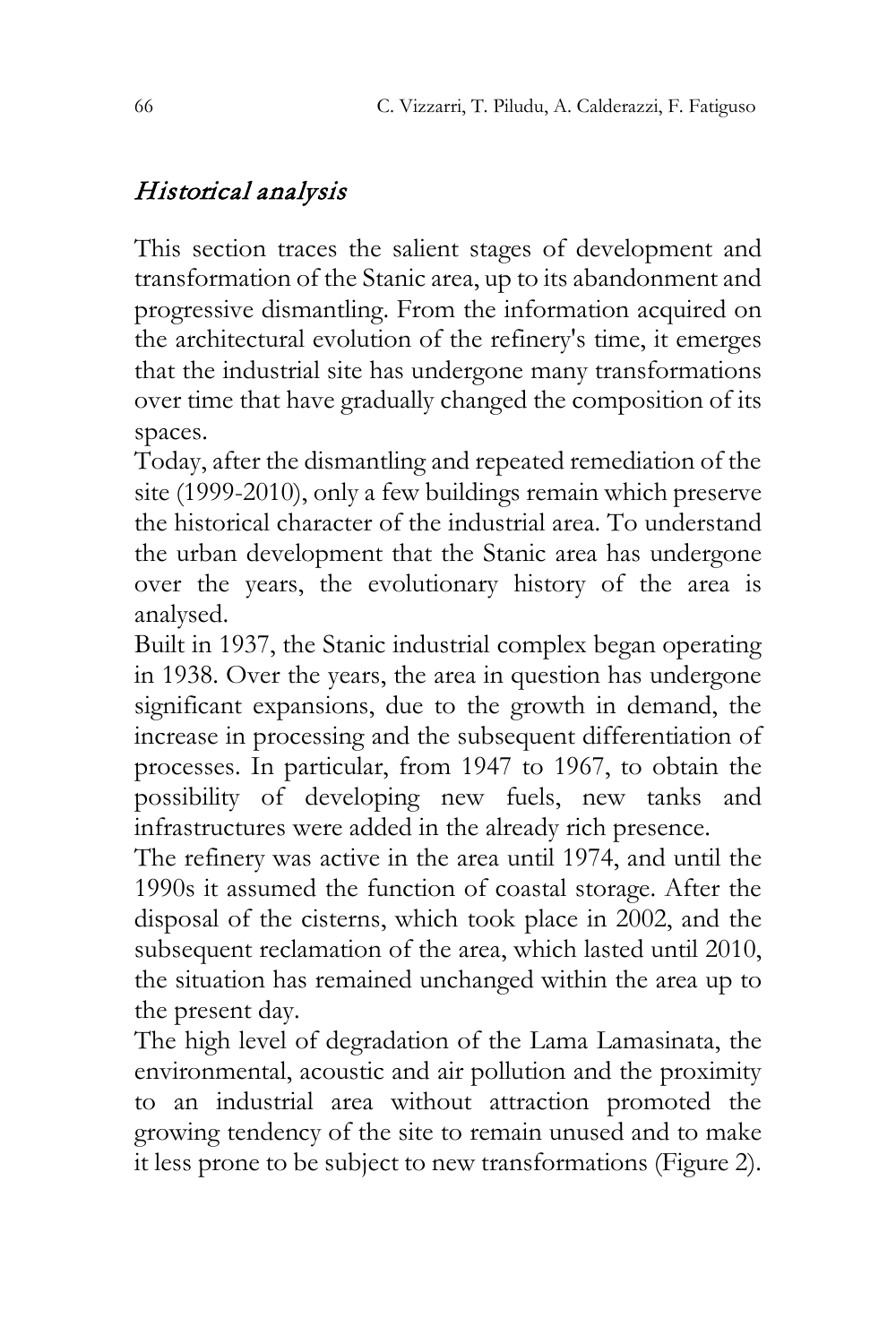## *Historical analysis*

This section traces the salient stages of development and transformation of the Stanic area, up to its abandonment and progressive dismantling. From the information acquired on the architectural evolution of the refinery's time, it emerges that the industrial site has undergone many transformations over time that have gradually changed the composition of its spaces.

Today, after the dismantling and repeated remediation of the site (1999-2010), only a few buildings remain which preserve the historical character of the industrial area. To understand the urban development that the Stanic area has undergone over the years, the evolutionary history of the area is analysed.

Built in 1937, the Stanic industrial complex began operating in 1938. Over the years, the area in question has undergone significant expansions, due to the growth in demand, the increase in processing and the subsequent differentiation of processes. In particular, from 1947 to 1967, to obtain the possibility of developing new fuels, new tanks and infrastructures were added in the already rich presence.

The refinery was active in the area until 1974, and until the 1990s it assumed the function of coastal storage. After the disposal of the cisterns, which took place in 2002, and the subsequent reclamation of the area, which lasted until 2010, the situation has remained unchanged within the area up to the present day.

The high level of degradation of the Lama Lamasinata, the environmental, acoustic and air pollution and the proximity to an industrial area without attraction promoted the growing tendency of the site to remain unused and to make it less prone to be subject to new transformations (Figure 2).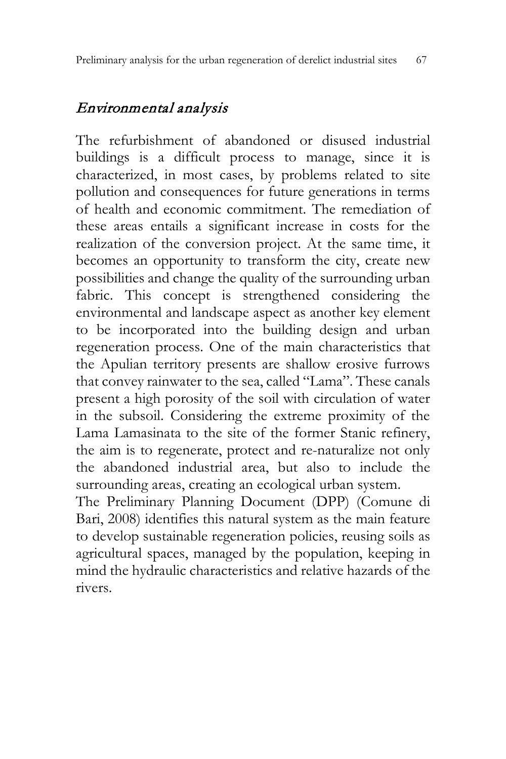## *Environmental analysis*

The refurbishment of abandoned or disused industrial buildings is a difficult process to manage, since it is characterized, in most cases, by problems related to site pollution and consequences for future generations in terms of health and economic commitment. The remediation of these areas entails a significant increase in costs for the realization of the conversion project. At the same time, it becomes an opportunity to transform the city, create new possibilities and change the quality of the surrounding urban fabric. This concept is strengthened considering the environmental and landscape aspect as another key element to be incorporated into the building design and urban regeneration process. One of the main characteristics that the Apulian territory presents are shallow erosive furrows that convey rainwater to the sea, called "Lama". These canals present a high porosity of the soil with circulation of water in the subsoil. Considering the extreme proximity of the Lama Lamasinata to the site of the former Stanic refinery, the aim is to regenerate, protect and re-naturalize not only the abandoned industrial area, but also to include the surrounding areas, creating an ecological urban system.

The Preliminary Planning Document (DPP) (Comune di Bari, 2008) identifies this natural system as the main feature to develop sustainable regeneration policies, reusing soils as agricultural spaces, managed by the population, keeping in mind the hydraulic characteristics and relative hazards of the rivers.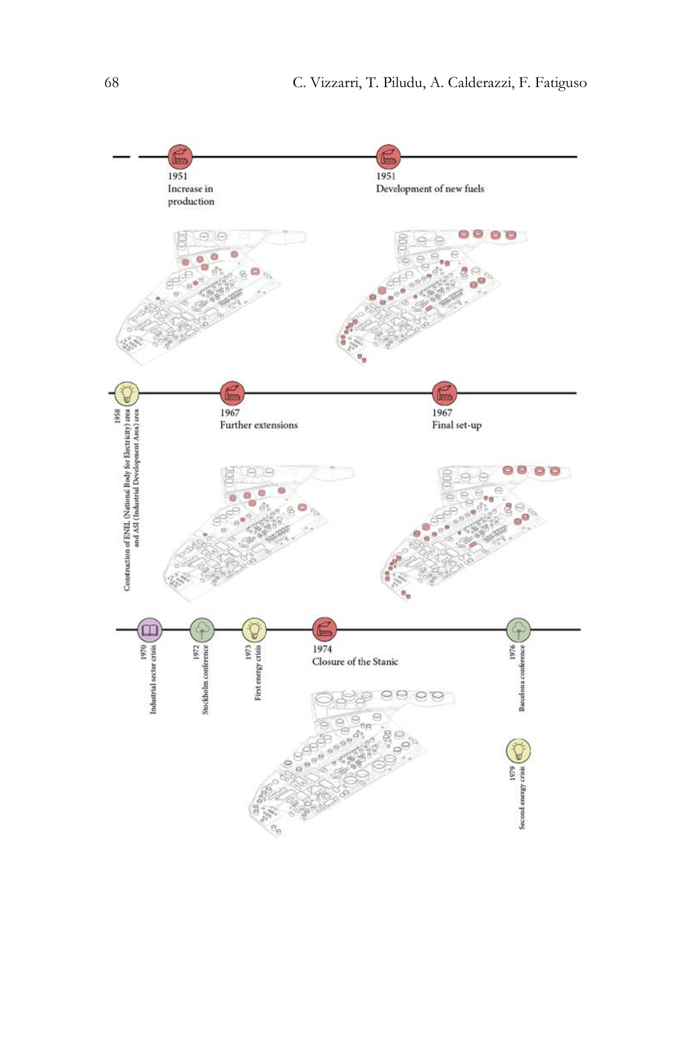1951
Increase in production

1951
Development of new fuels

1958
Construction of ENEL (National Body for Electricity) area and ASI (Industrial Development Area) area

1967
Further extensions

1967
Final set-up

1970
Industrial sector crisis

1972
Stockholm conference

1973
First energy crisis

1974
Closure of the Stanic

1976
Barcelona conference

1979
Second energy crisis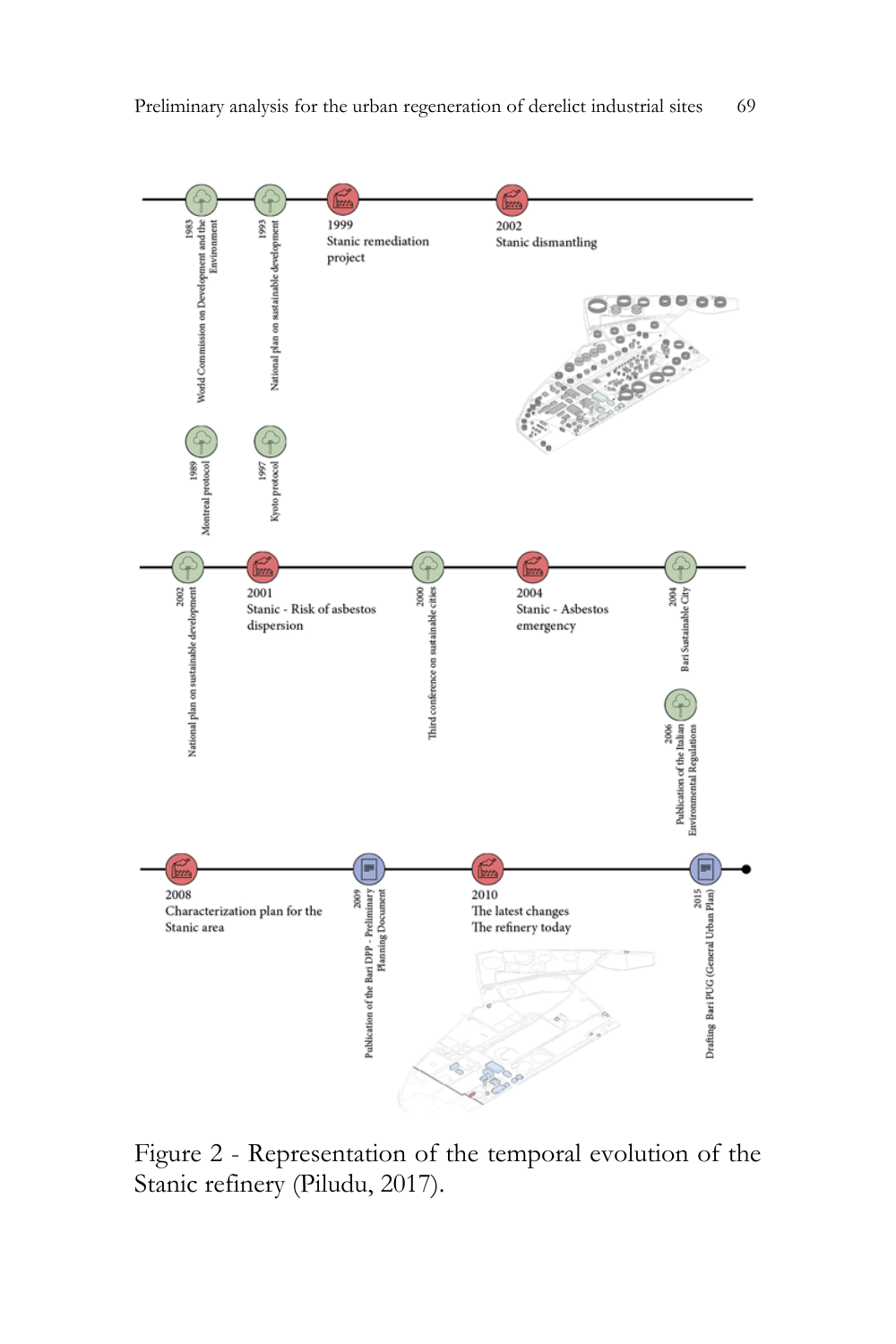1983 World Commission on Development and the Environment

1993 National plan on sustainable development

1999 Stanic remediation project

2002 Stanic dismantling

1989 Montreal protocol

1997 Kyoto protocol

2002 National plan on sustainable development

2001 Stanic - Risk of asbestos dispersion

2000 Third conference on sustainable cities

2004 Stanic - Asbestos emergency

2004 Bari Sustainable City

2006 Publication of the Italian Environmental Regulations

2008 Characterization plan for the Stanic area

2009 Publication of the Bari DPP - Preliminary Planning Document

2010 The latest changes The refinery today

2015 Drafting Bari PUG (General Urban Plan)

Figure 2 - Representation of the temporal evolution of the Stanic refinery (Piludu, 2017).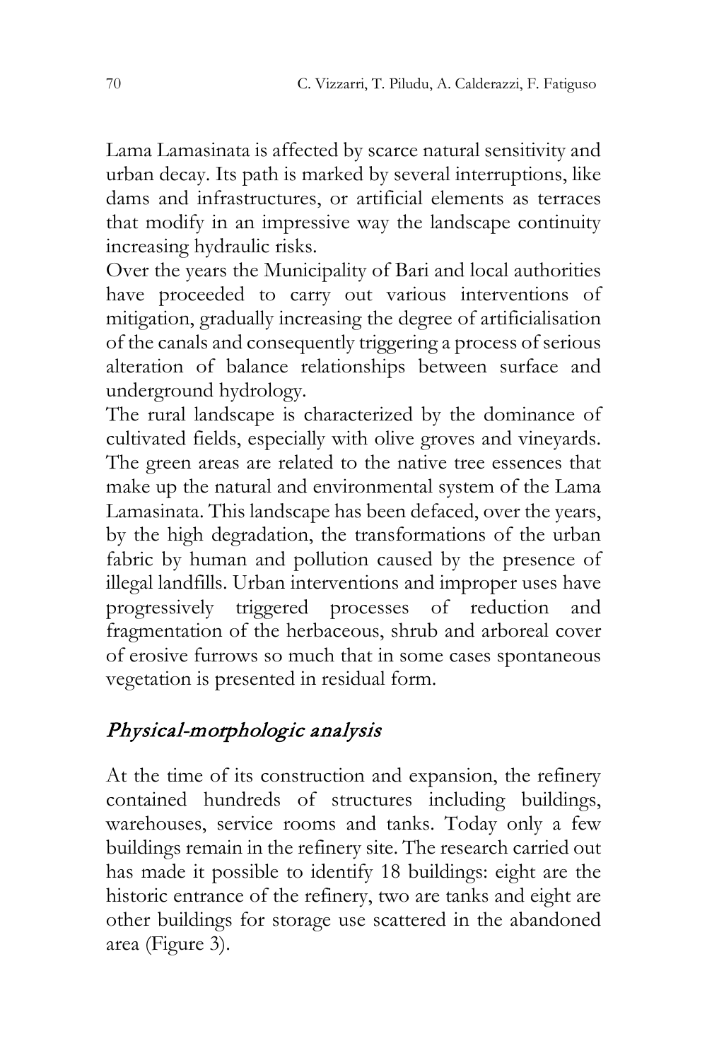Lama Lamasinata is affected by scarce natural sensitivity and urban decay. Its path is marked by several interruptions, like dams and infrastructures, or artificial elements as terraces that modify in an impressive way the landscape continuity increasing hydraulic risks.

Over the years the Municipality of Bari and local authorities have proceeded to carry out various interventions of mitigation, gradually increasing the degree of artificialisation of the canals and consequently triggering a process of serious alteration of balance relationships between surface and underground hydrology.

The rural landscape is characterized by the dominance of cultivated fields, especially with olive groves and vineyards. The green areas are related to the native tree essences that make up the natural and environmental system of the Lama Lamasinata. This landscape has been defaced, over the years, by the high degradation, the transformations of the urban fabric by human and pollution caused by the presence of illegal landfills. Urban interventions and improper uses have progressively triggered processes of reduction and fragmentation of the herbaceous, shrub and arboreal cover of erosive furrows so much that in some cases spontaneous vegetation is presented in residual form.

## *Physical-morphologic analysis*

At the time of its construction and expansion, the refinery contained hundreds of structures including buildings, warehouses, service rooms and tanks. Today only a few buildings remain in the refinery site. The research carried out has made it possible to identify 18 buildings: eight are the historic entrance of the refinery, two are tanks and eight are other buildings for storage use scattered in the abandoned area (Figure 3).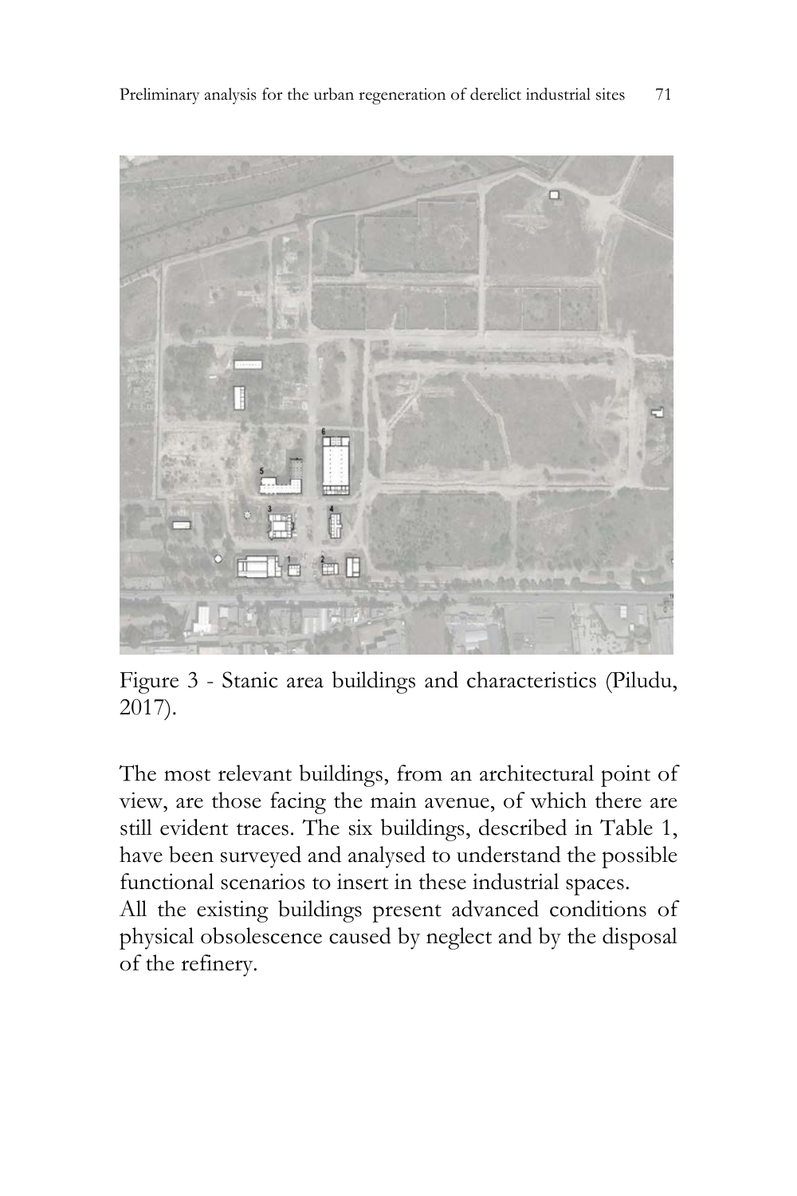Figure 3 - Stanic area buildings and characteristics (Piludu, 2017).

The most relevant buildings, from an architectural point of view, are those facing the main avenue, of which there are still evident traces. The six buildings, described in Table 1, have been surveyed and analysed to understand the possible functional scenarios to insert in these industrial spaces.

All the existing buildings present advanced conditions of physical obsolescence caused by neglect and by the disposal of the refinery.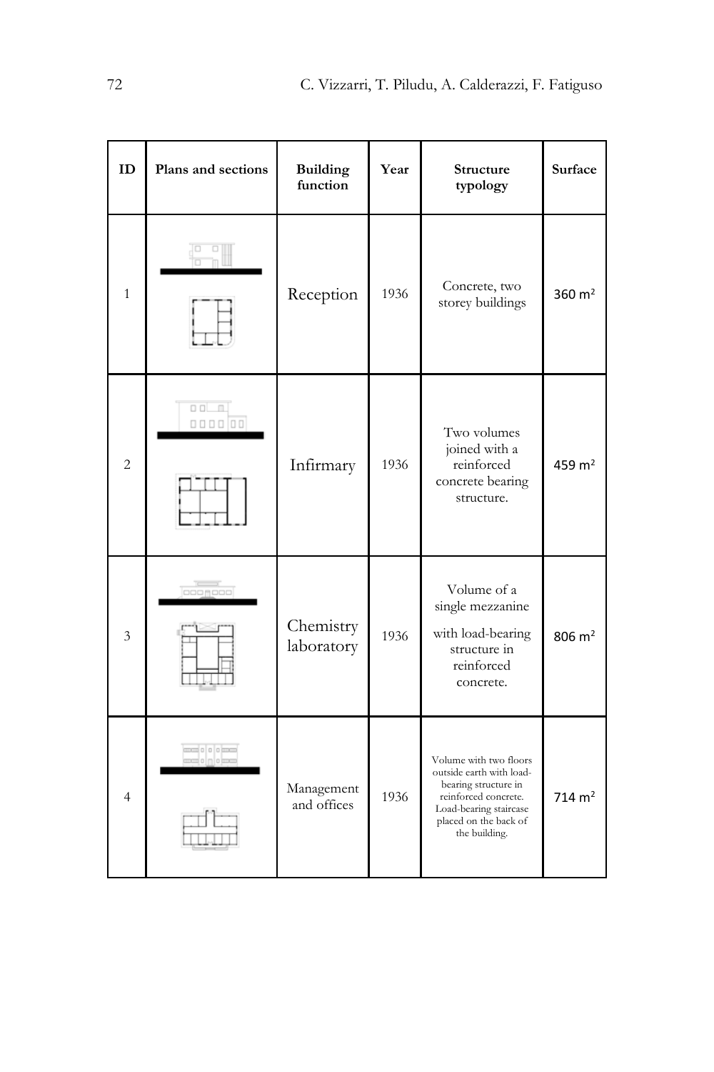| ID | Plans and sections | Building function | Year | Structure typology | Surface |
|---|---|---|---|---|---|
| 1 | | Reception | 1936 | Concrete, two storey buildings | 360 $m^2$ |
| 2 | | Infirmary | 1936 | Two volumes joined with a reinforced concrete bearing structure. | 459 $m^2$ |
| 3 | | Chemistry laboratory | 1936 | Volume of a single mezzanine with load-bearing structure in reinforced concrete. | 806 $m^2$ |
| 4 | | Management and offices | 1936 | Volume with two floors outside earth with load-bearing structure in reinforced concrete. Load-bearing staircase placed on the back of the building. | 714 $m^2$ |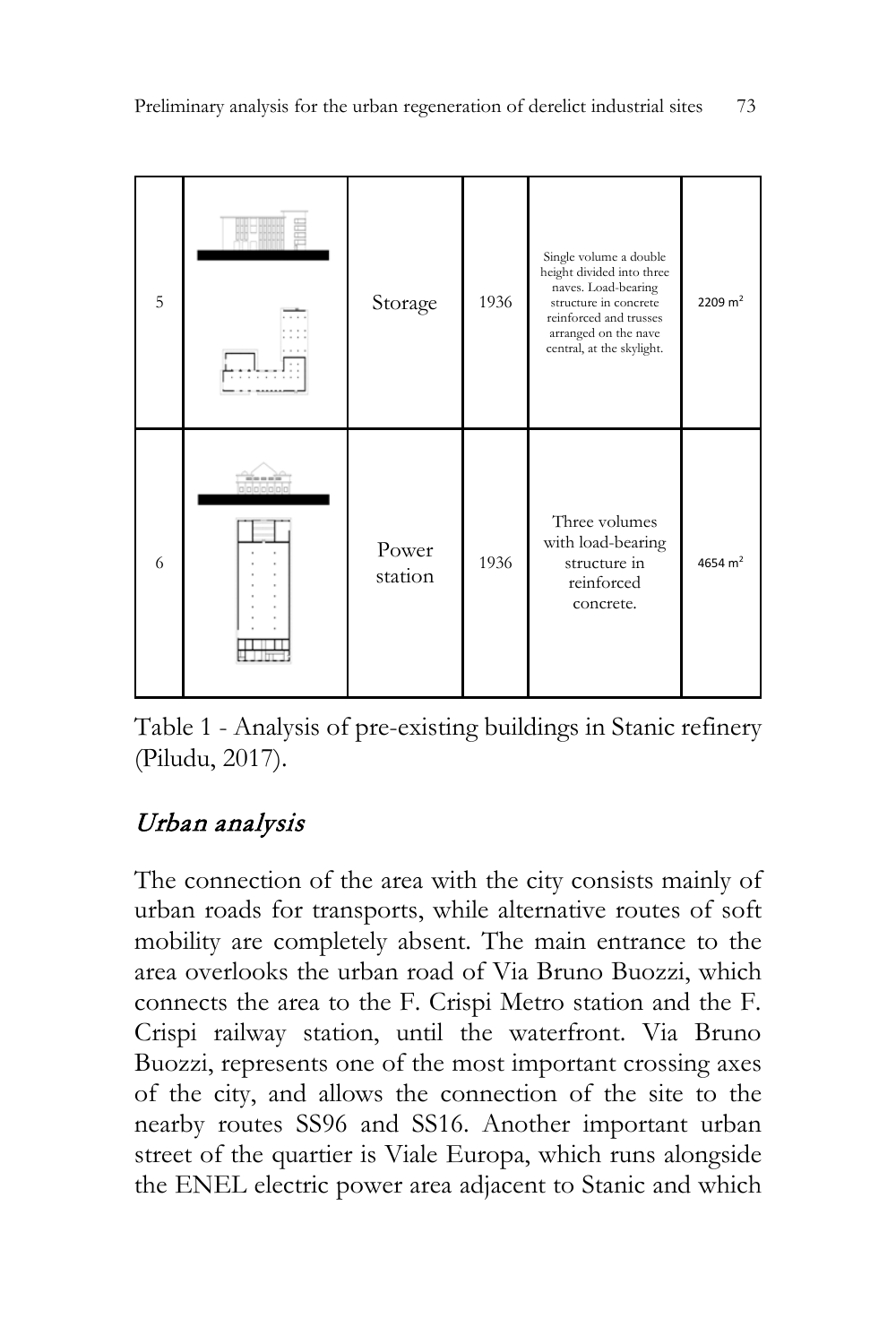| | | | | | |
|---|---|---|---|---|---|
| 5 | | Storage | 1936 | Single volume a double height divided into three naves. Load-bearing structure in concrete reinforced and trusses arranged on the nave central, at the skylight. | 2209 $m^2$ |
| 6 | | Power station | 1936 | Three volumes with load-bearing structure in reinforced concrete. | 4654 $m^2$ |

Table 1 - Analysis of pre-existing buildings in Stanic refinery (Piludu, 2017).

## *Urban analysis*

The connection of the area with the city consists mainly of urban roads for transports, while alternative routes of soft mobility are completely absent. The main entrance to the area overlooks the urban road of Via Bruno Buozzi, which connects the area to the F. Crispi Metro station and the F. Crispi railway station, until the waterfront. Via Bruno Buozzi, represents one of the most important crossing axes of the city, and allows the connection of the site to the nearby routes SS96 and SS16. Another important urban street of the quartier is Viale Europa, which runs alongside the ENEL electric power area adjacent to Stanic and which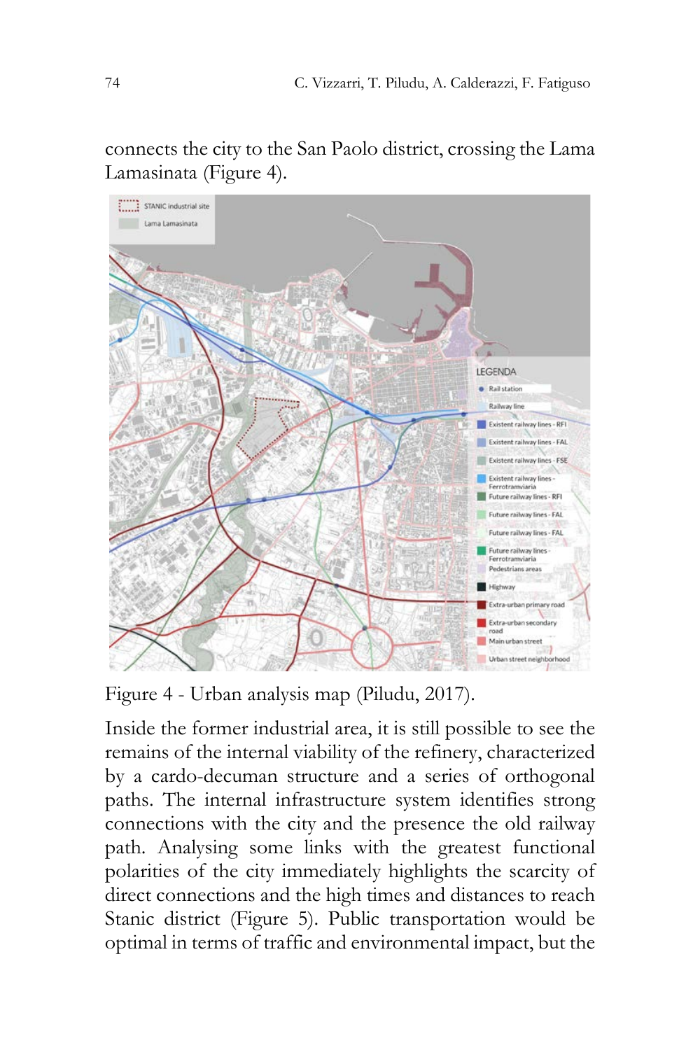connects the city to the San Paolo district, crossing the Lama Lamasinata (Figure 4).

Figure 4 - Urban analysis map (Piludu, 2017).

Inside the former industrial area, it is still possible to see the remains of the internal viability of the refinery, characterized by a cardo-decuman structure and a series of orthogonal paths. The internal infrastructure system identifies strong connections with the city and the presence the old railway path. Analysing some links with the greatest functional polarities of the city immediately highlights the scarcity of direct connections and the high times and distances to reach Stanic district (Figure 5). Public transportation would be optimal in terms of traffic and environmental impact, but the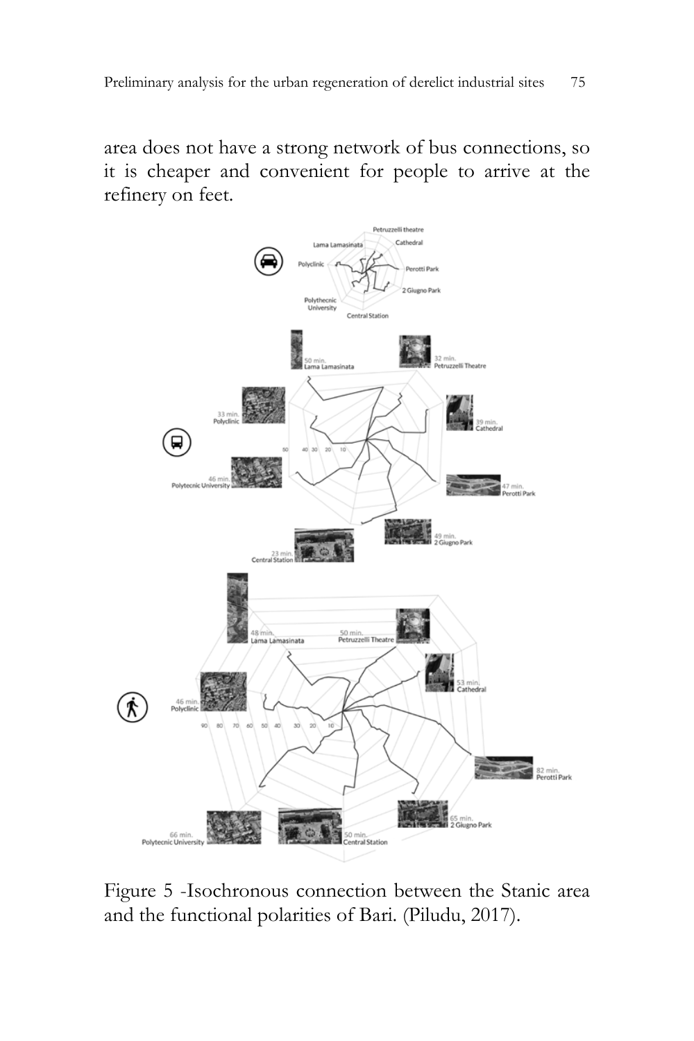area does not have a strong network of bus connections, so it is cheaper and convenient for people to arrive at the refinery on feet.

Figure 5 -Isochronous connection between the Stanic area and the functional polarities of Bari. (Piludu, 2017).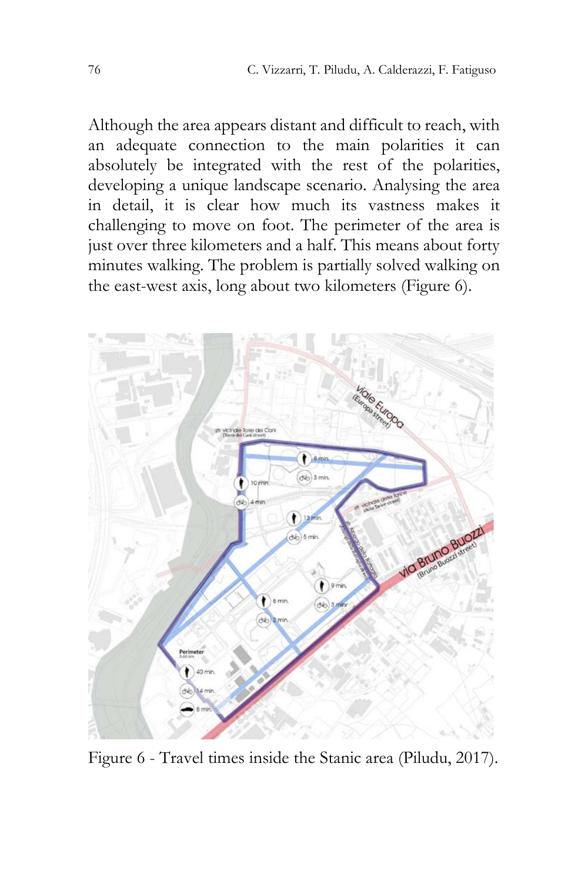Although the area appears distant and difficult to reach, with an adequate connection to the main polarities it can absolutely be integrated with the rest of the polarities, developing a unique landscape scenario. Analysing the area in detail, it is clear how much its vastness makes it challenging to move on foot. The perimeter of the area is just over three kilometers and a half. This means about forty minutes walking. The problem is partially solved walking on the east-west axis, long about two kilometers (Figure 6).

Figure 6 - Travel times inside the Stanic area (Piludu, 2017).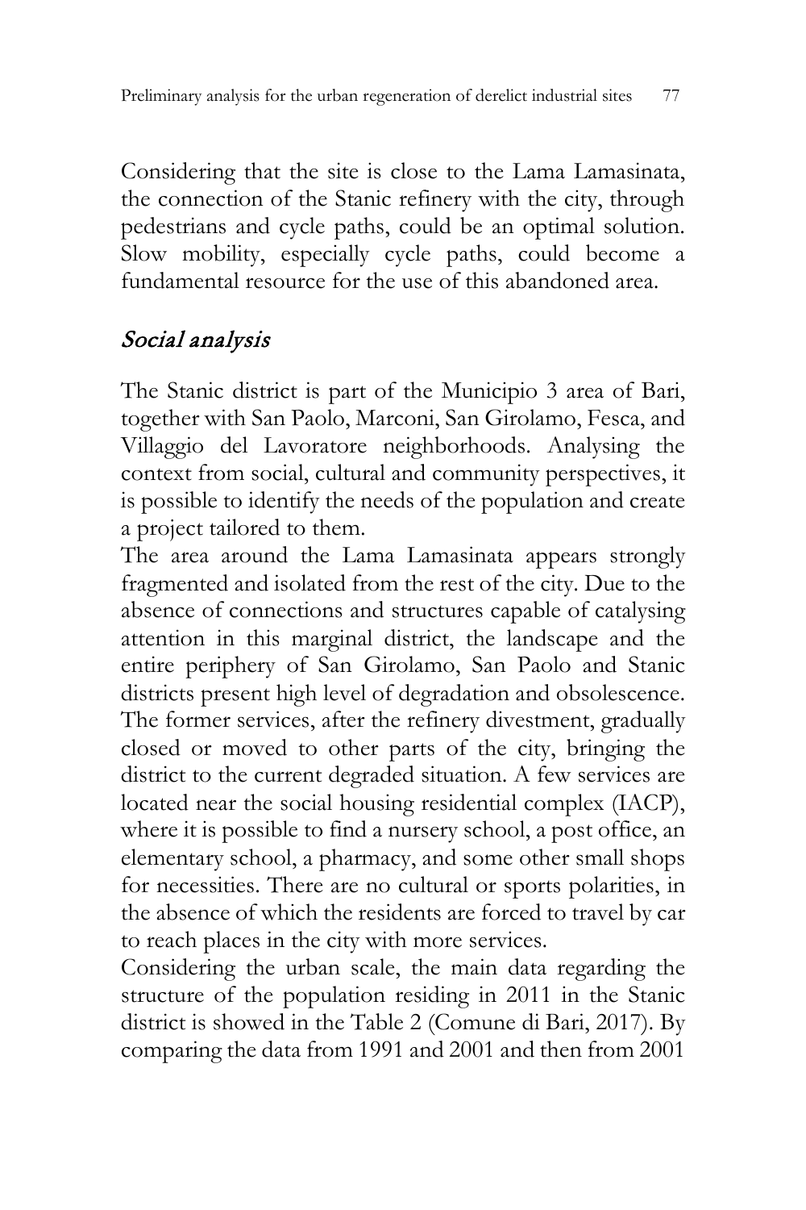Considering that the site is close to the Lama Lamasinata, the connection of the Stanic refinery with the city, through pedestrians and cycle paths, could be an optimal solution. Slow mobility, especially cycle paths, could become a fundamental resource for the use of this abandoned area.

### *Social analysis*

The Stanic district is part of the Municipio 3 area of Bari, together with San Paolo, Marconi, San Girolamo, Fesca, and Villaggio del Lavoratore neighborhoods. Analysing the context from social, cultural and community perspectives, it is possible to identify the needs of the population and create a project tailored to them.

The area around the Lama Lamasinata appears strongly fragmented and isolated from the rest of the city. Due to the absence of connections and structures capable of catalysing attention in this marginal district, the landscape and the entire periphery of San Girolamo, San Paolo and Stanic districts present high level of degradation and obsolescence. The former services, after the refinery divestment, gradually closed or moved to other parts of the city, bringing the district to the current degraded situation. A few services are located near the social housing residential complex (IACP), where it is possible to find a nursery school, a post office, an elementary school, a pharmacy, and some other small shops for necessities. There are no cultural or sports polarities, in the absence of which the residents are forced to travel by car to reach places in the city with more services.

Considering the urban scale, the main data regarding the structure of the population residing in 2011 in the Stanic district is showed in the Table 2 (Comune di Bari, 2017). By comparing the data from 1991 and 2001 and then from 2001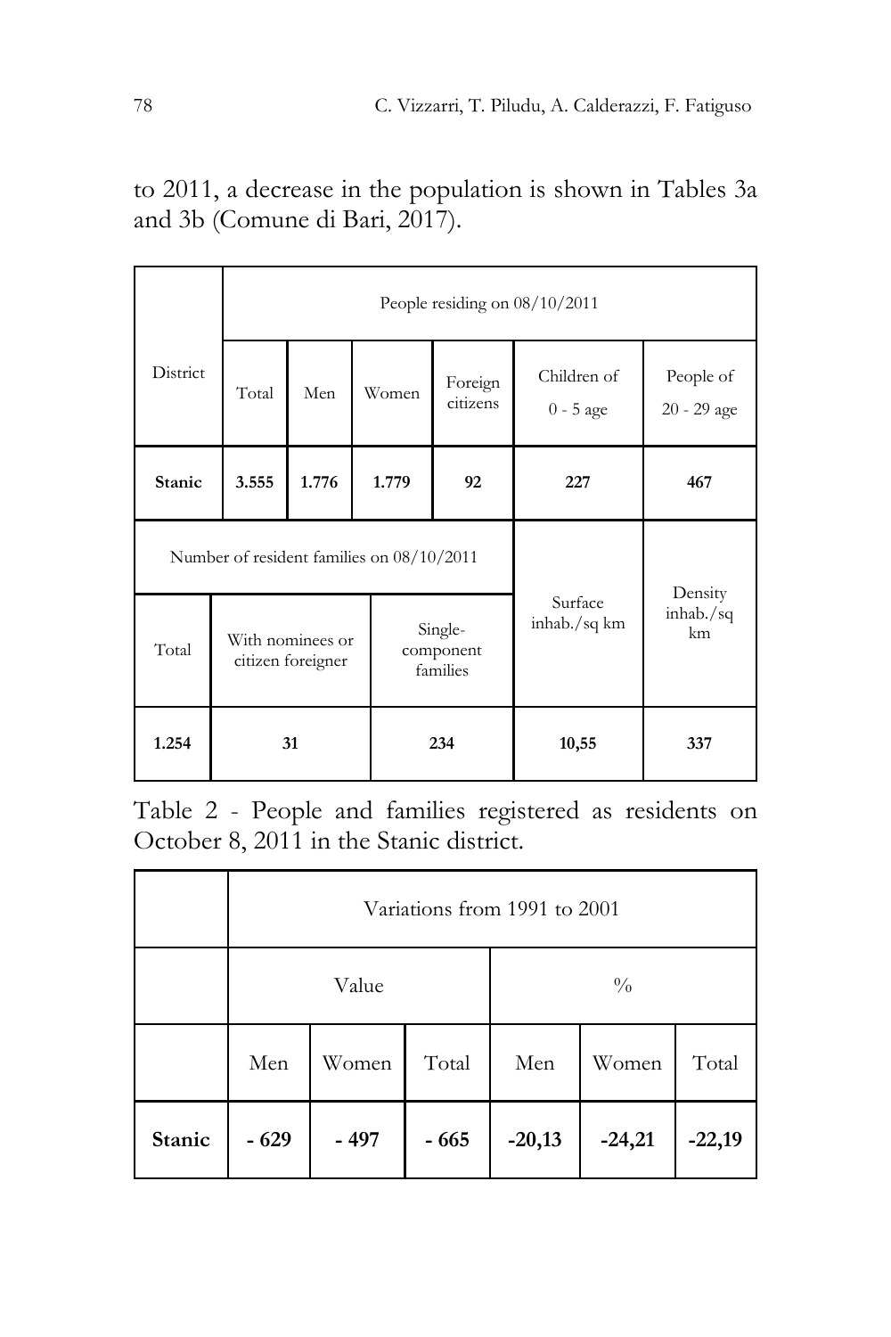to 2011, a decrease in the population is shown in Tables 3a and 3b (Comune di Bari, 2017).

| District | People residing on 08/10/2011 | | | | | |
|---|---|---|---|---|---|---|
| | Total | Men | Women | Foreign citizens | Children of 0 - 5 age | People of 20 - 29 age |
| **Stanic** | **3.555** | **1.776** | **1.779** | **92** | **227** | **467** |

| Number of resident families on 08/10/2011 | | | Surface inhab./sq km | Density inhab./sq km |
|---|---|---|---|---|
| Total | With nominees or citizen foreigner | Single-component families | | |
| **1.254** | **31** | **234** | **10,55** | **337** |

Table 2 - People and families registered as residents on October 8, 2011 in the Stanic district.

| | Variations from 1991 to 2001 | | | | | |
|---|---|---|---|---|---|---|
| | Value | | | % | | |
| | Men | Women | Total | Men | Women | Total |
| **Stanic** | **- 629** | **- 497** | **- 665** | **-20,13** | **-24,21** | **-22,19** |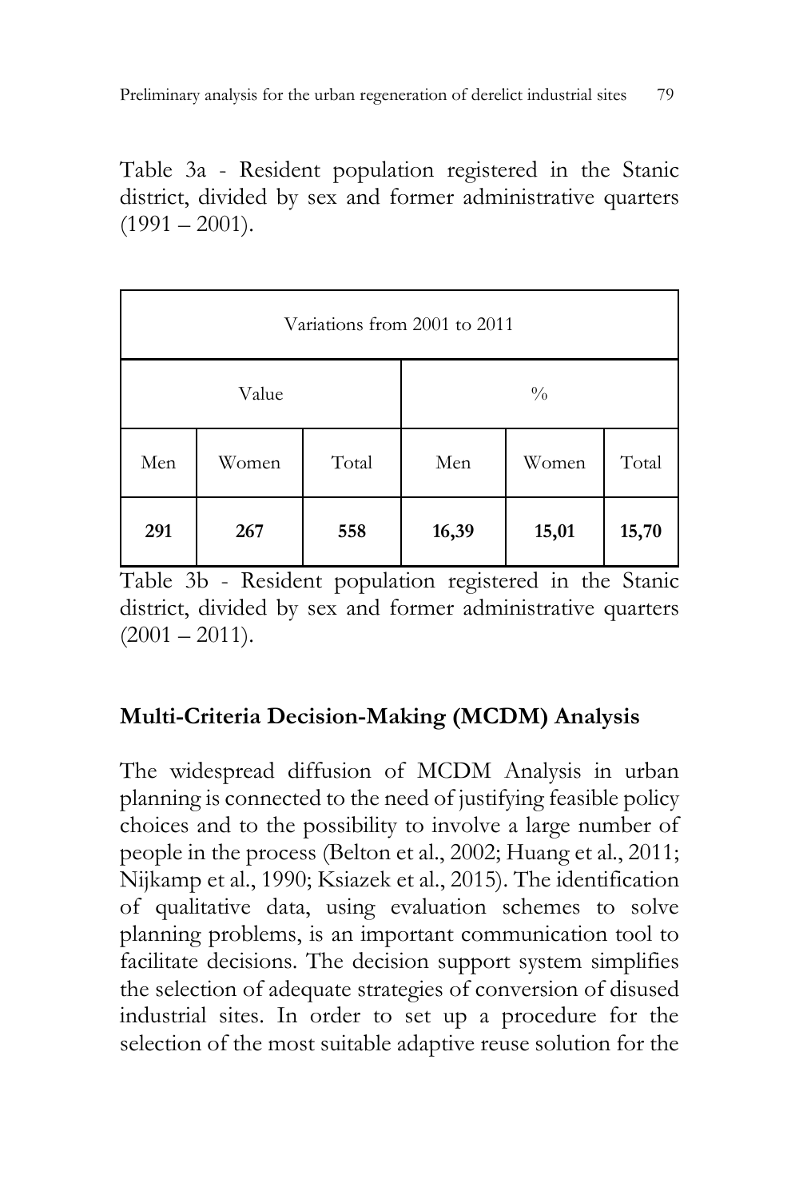Table 3a - Resident population registered in the Stanic district, divided by sex and former administrative quarters (1991 – 2001).

| Variations from 2001 to 2011 | | | | | |
|---|---|---|---|---|---|
| Value | | | % | | |
| Men | Women | Total | Men | Women | Total |
| **291** | **267** | **558** | **16,39** | **15,01** | **15,70** |

Table 3b - Resident population registered in the Stanic district, divided by sex and former administrative quarters (2001 – 2011).

## Multi-Criteria Decision-Making (MCDM) Analysis

The widespread diffusion of MCDM Analysis in urban planning is connected to the need of justifying feasible policy choices and to the possibility to involve a large number of people in the process (Belton et al., 2002; Huang et al., 2011; Nijkamp et al., 1990; Ksiazek et al., 2015). The identification of qualitative data, using evaluation schemes to solve planning problems, is an important communication tool to facilitate decisions. The decision support system simplifies the selection of adequate strategies of conversion of disused industrial sites. In order to set up a procedure for the selection of the most suitable adaptive reuse solution for the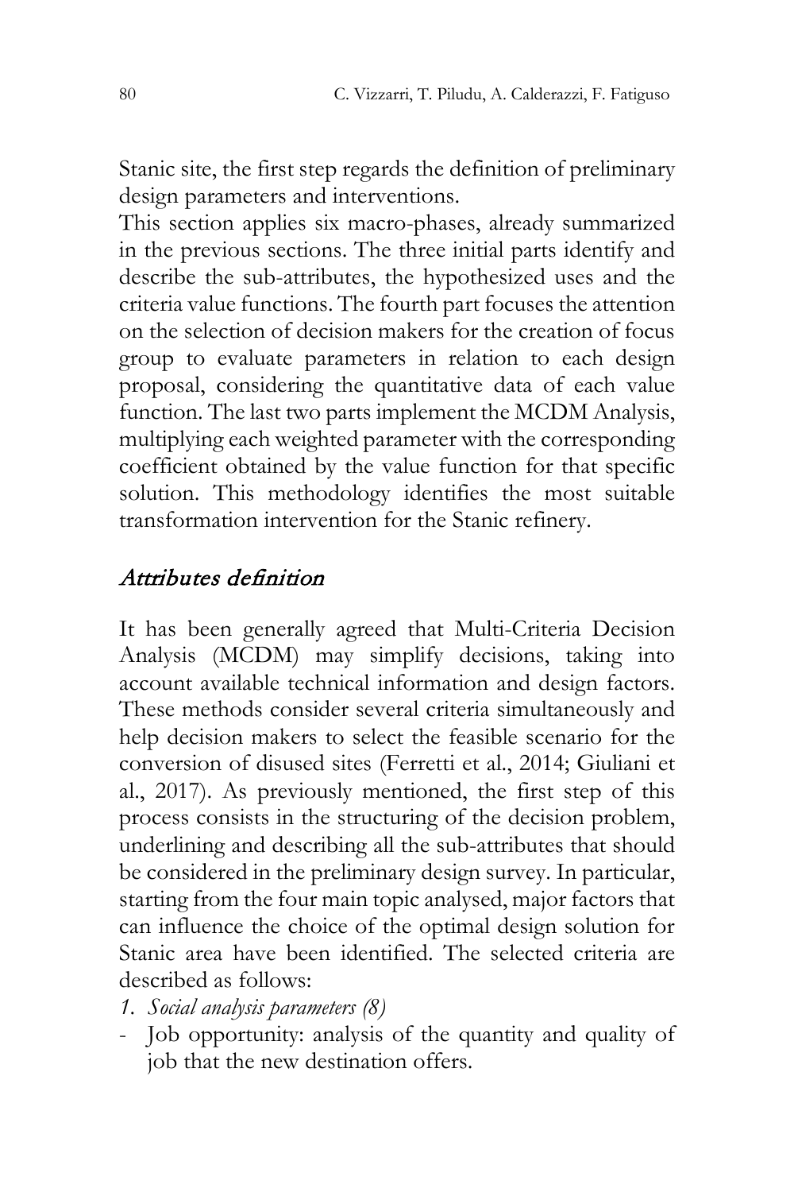Stanic site, the first step regards the definition of preliminary design parameters and interventions.

This section applies six macro-phases, already summarized in the previous sections. The three initial parts identify and describe the sub-attributes, the hypothesized uses and the criteria value functions. The fourth part focuses the attention on the selection of decision makers for the creation of focus group to evaluate parameters in relation to each design proposal, considering the quantitative data of each value function. The last two parts implement the MCDM Analysis, multiplying each weighted parameter with the corresponding coefficient obtained by the value function for that specific solution. This methodology identifies the most suitable transformation intervention for the Stanic refinery.

### *Attributes definition*

It has been generally agreed that Multi-Criteria Decision Analysis (MCDM) may simplify decisions, taking into account available technical information and design factors. These methods consider several criteria simultaneously and help decision makers to select the feasible scenario for the conversion of disused sites (Ferretti et al., 2014; Giuliani et al., 2017). As previously mentioned, the first step of this process consists in the structuring of the decision problem, underlining and describing all the sub-attributes that should be considered in the preliminary design survey. In particular, starting from the four main topic analysed, major factors that can influence the choice of the optimal design solution for Stanic area have been identified. The selected criteria are described as follows:

1. *Social analysis parameters (8)*

- Job opportunity: analysis of the quantity and quality of job that the new destination offers.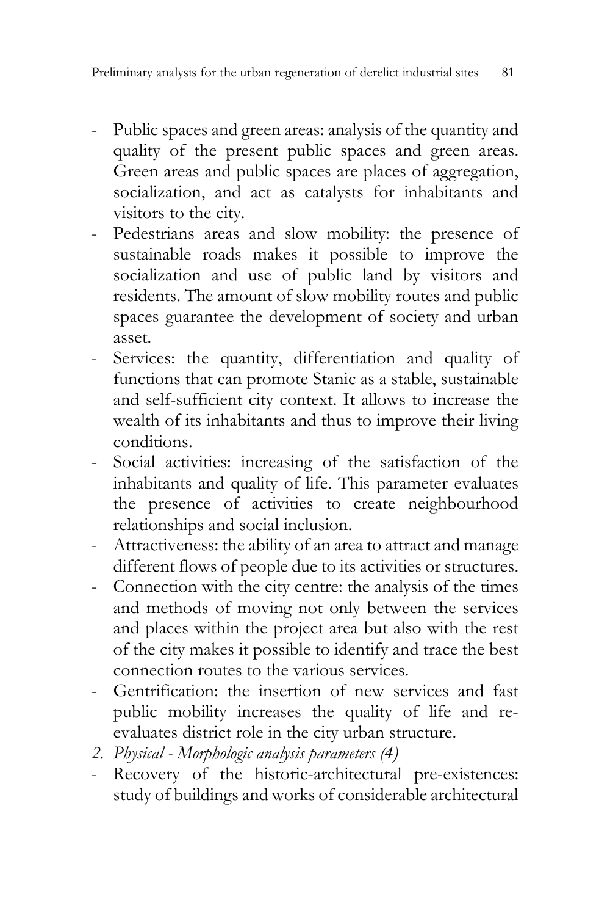- Public spaces and green areas: analysis of the quantity and quality of the present public spaces and green areas. Green areas and public spaces are places of aggregation, socialization, and act as catalysts for inhabitants and visitors to the city.
- Pedestrians areas and slow mobility: the presence of sustainable roads makes it possible to improve the socialization and use of public land by visitors and residents. The amount of slow mobility routes and public spaces guarantee the development of society and urban asset.
- Services: the quantity, differentiation and quality of functions that can promote Stanic as a stable, sustainable and self-sufficient city context. It allows to increase the wealth of its inhabitants and thus to improve their living conditions.
- Social activities: increasing of the satisfaction of the inhabitants and quality of life. This parameter evaluates the presence of activities to create neighbourhood relationships and social inclusion.
- Attractiveness: the ability of an area to attract and manage different flows of people due to its activities or structures.
- Connection with the city centre: the analysis of the times and methods of moving not only between the services and places within the project area but also with the rest of the city makes it possible to identify and trace the best connection routes to the various services.
- Gentrification: the insertion of new services and fast public mobility increases the quality of life and re-evaluates district role in the city urban structure.

2. *Physical - Morphologic analysis parameters (4)*

- Recovery of the historic-architectural pre-existences: study of buildings and works of considerable architectural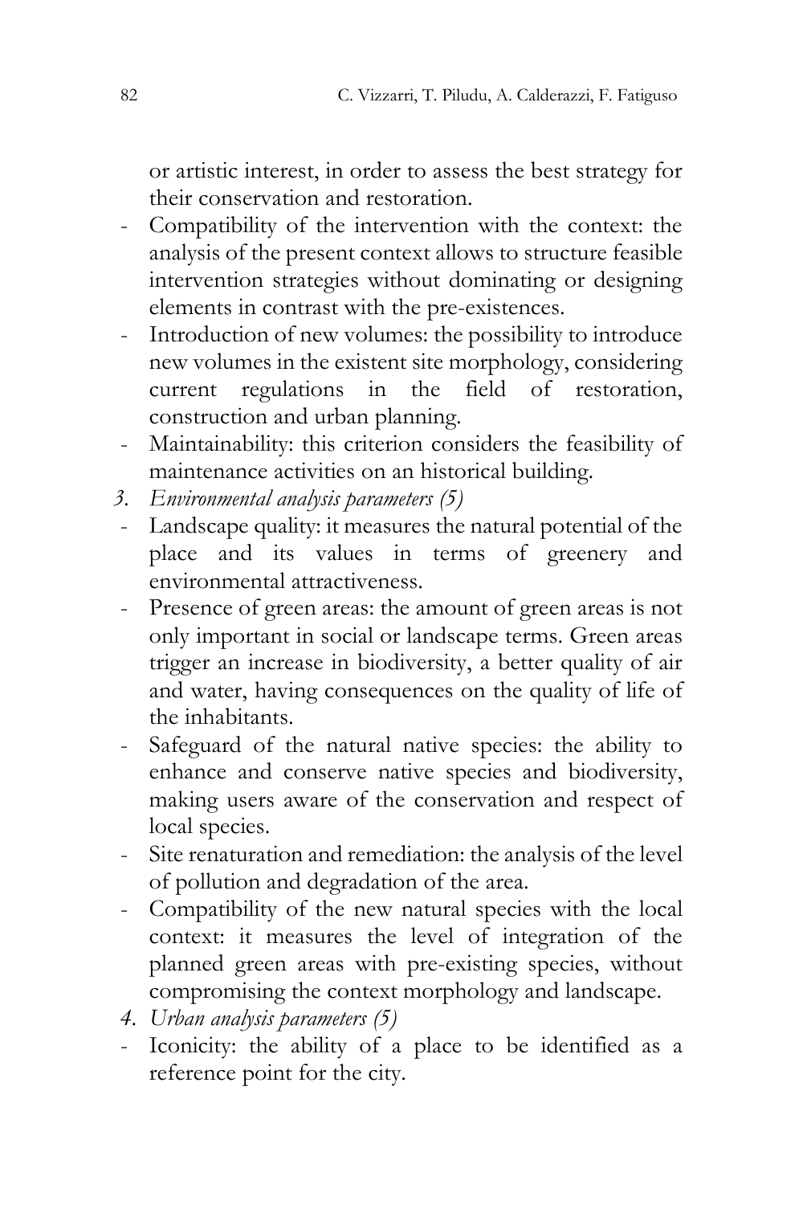or artistic interest, in order to assess the best strategy for their conservation and restoration.

- Compatibility of the intervention with the context: the analysis of the present context allows to structure feasible intervention strategies without dominating or designing elements in contrast with the pre-existences.
- Introduction of new volumes: the possibility to introduce new volumes in the existent site morphology, considering current regulations in the field of restoration, construction and urban planning.
- Maintainability: this criterion considers the feasibility of maintenance activities on an historical building.

3. *Environmental analysis parameters (5)*

- Landscape quality: it measures the natural potential of the place and its values in terms of greenery and environmental attractiveness.
- Presence of green areas: the amount of green areas is not only important in social or landscape terms. Green areas trigger an increase in biodiversity, a better quality of air and water, having consequences on the quality of life of the inhabitants.
- Safeguard of the natural native species: the ability to enhance and conserve native species and biodiversity, making users aware of the conservation and respect of local species.
- Site renaturation and remediation: the analysis of the level of pollution and degradation of the area.
- Compatibility of the new natural species with the local context: it measures the level of integration of the planned green areas with pre-existing species, without compromising the context morphology and landscape.

4. *Urban analysis parameters (5)*

- Iconicity: the ability of a place to be identified as a reference point for the city.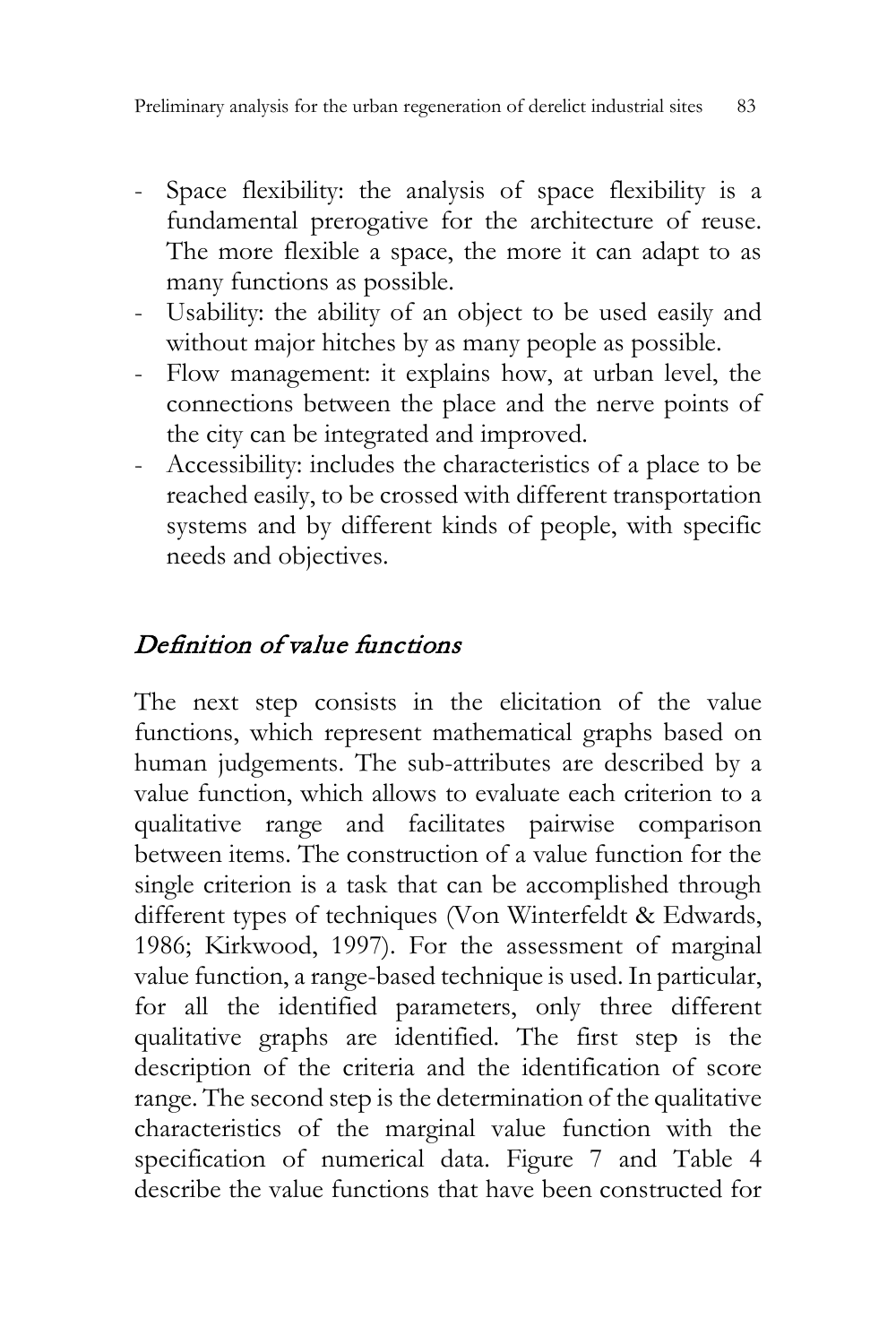- Space flexibility: the analysis of space flexibility is a fundamental prerogative for the architecture of reuse. The more flexible a space, the more it can adapt to as many functions as possible.
- Usability: the ability of an object to be used easily and without major hitches by as many people as possible.
- Flow management: it explains how, at urban level, the connections between the place and the nerve points of the city can be integrated and improved.
- Accessibility: includes the characteristics of a place to be reached easily, to be crossed with different transportation systems and by different kinds of people, with specific needs and objectives.

## *Definition of value functions*

The next step consists in the elicitation of the value functions, which represent mathematical graphs based on human judgements. The sub-attributes are described by a value function, which allows to evaluate each criterion to a qualitative range and facilitates pairwise comparison between items. The construction of a value function for the single criterion is a task that can be accomplished through different types of techniques (Von Winterfeldt & Edwards, 1986; Kirkwood, 1997). For the assessment of marginal value function, a range-based technique is used. In particular, for all the identified parameters, only three different qualitative graphs are identified. The first step is the description of the criteria and the identification of score range. The second step is the determination of the qualitative characteristics of the marginal value function with the specification of numerical data. Figure 7 and Table 4 describe the value functions that have been constructed for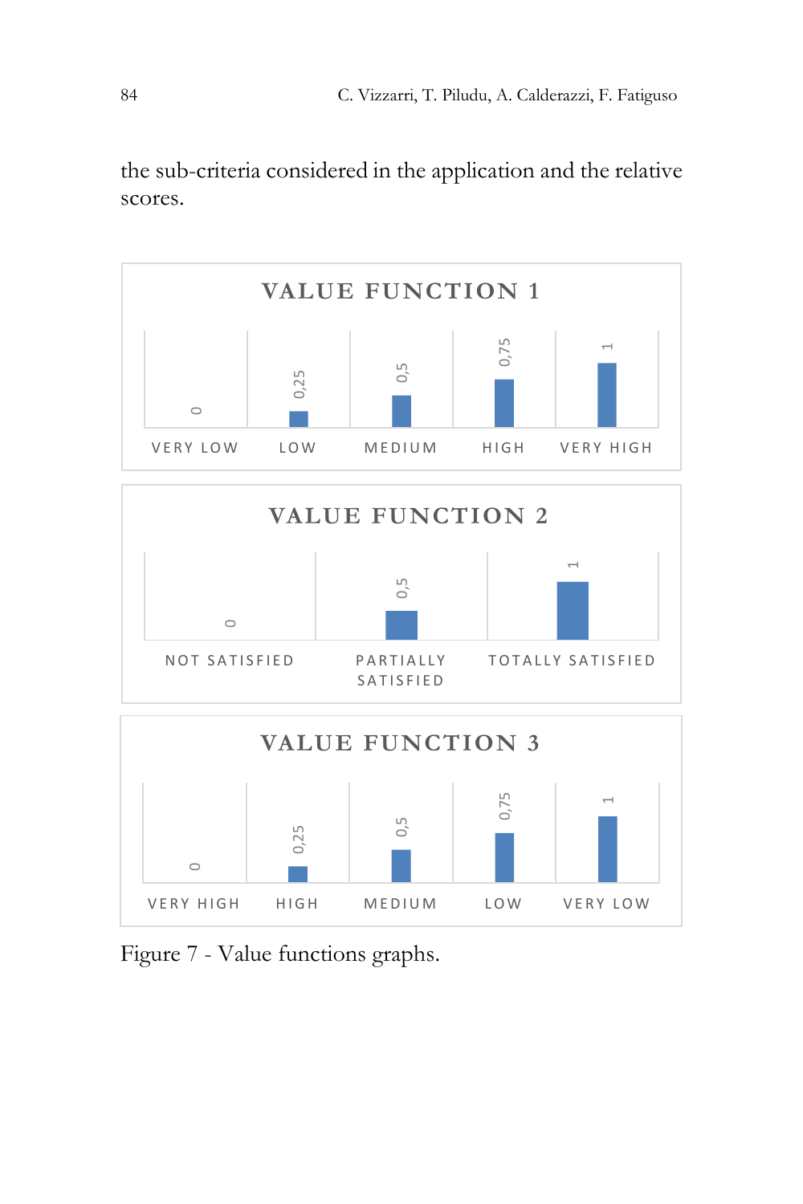the sub-criteria considered in the application and the relative scores.

VALUE FUNCTION 1

| VERY LOW | LOW | MEDIUM | HIGH | VERY HIGH |
|---|---|---|---|---|
| 0 | 0,25 | 0,5 | 0,75 | 1 |

VALUE FUNCTION 2

| NOT SATISFIED | PARTIALLY SATISFIED | TOTALLY SATISFIED |
|---|---|---|
| 0 | 0,5 | 1 |

VALUE FUNCTION 3

| VERY HIGH | HIGH | MEDIUM | LOW | VERY LOW |
|---|---|---|---|---|
| 0 | 0,25 | 0,5 | 0,75 | 1 |

Figure 7 - Value functions graphs.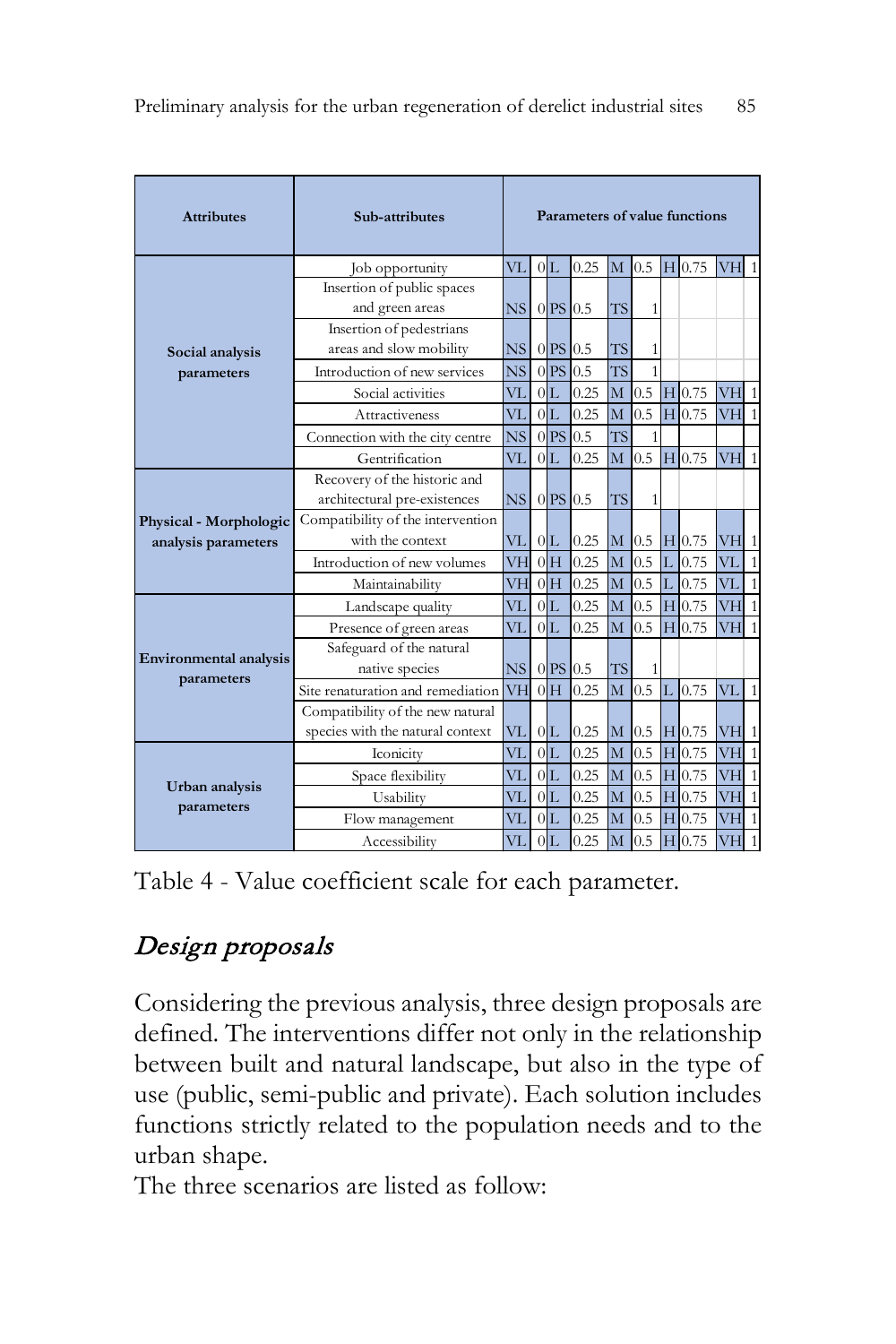| Attributes | Sub-attributes | Parameters of value functions | | | | | | | | | |
|---|---|---|---|---|---|---|---|---|---|---|---|
| Social analysis parameters | Job opportunity | VL | 0 | L | 0.25 | M | 0.5 | H | 0.75 | VH | 1 |
| | Insertion of public spaces and green areas | NS | 0 | PS | 0.5 | TS | 1 | | | | |
| | Insertion of pedestrians areas and slow mobility | NS | 0 | PS | 0.5 | TS | 1 | | | | |
| | Introduction of new services | NS | 0 | PS | 0.5 | TS | 1 | | | | |
| | Social activities | VL | 0 | L | 0.25 | M | 0.5 | H | 0.75 | VH | 1 |
| | Attractiveness | VL | 0 | L | 0.25 | M | 0.5 | H | 0.75 | VH | 1 |
| | Connection with the city centre | NS | 0 | PS | 0.5 | TS | 1 | | | | |
| | Gentrification | VL | 0 | L | 0.25 | M | 0.5 | H | 0.75 | VH | 1 |
| Physical - Morphologic analysis parameters | Recovery of the historic and architectural pre-existences | NS | 0 | PS | 0.5 | TS | 1 | | | | |
| | Compatibility of the intervention with the context | VL | 0 | L | 0.25 | M | 0.5 | H | 0.75 | VH | 1 |
| | Introduction of new volumes | VH | 0 | H | 0.25 | M | 0.5 | L | 0.75 | VL | 1 |
| | Maintainability | VH | 0 | H | 0.25 | M | 0.5 | L | 0.75 | VL | 1 |
| Environmental analysis parameters | Landscape quality | VL | 0 | L | 0.25 | M | 0.5 | H | 0.75 | VH | 1 |
| | Presence of green areas | VL | 0 | L | 0.25 | M | 0.5 | H | 0.75 | VH | 1 |
| | Safeguard of the natural native species | NS | 0 | PS | 0.5 | TS | 1 | | | | |
| | Site renaturation and remediation | VH | 0 | H | 0.25 | M | 0.5 | L | 0.75 | VL | 1 |
| | Compatibility of the new natural species with the natural context | VL | 0 | L | 0.25 | M | 0.5 | H | 0.75 | VH | 1 |
| Urban analysis parameters | Iconicity | VL | 0 | L | 0.25 | M | 0.5 | H | 0.75 | VH | 1 |
| | Space flexibility | VL | 0 | L | 0.25 | M | 0.5 | H | 0.75 | VH | 1 |
| | Usability | VL | 0 | L | 0.25 | M | 0.5 | H | 0.75 | VH | 1 |
| | Flow management | VL | 0 | L | 0.25 | M | 0.5 | H | 0.75 | VH | 1 |
| | Accessibility | VL | 0 | L | 0.25 | M | 0.5 | H | 0.75 | VH | 1 |

Table 4 - Value coefficient scale for each parameter.

## *Design proposals*

Considering the previous analysis, three design proposals are defined. The interventions differ not only in the relationship between built and natural landscape, but also in the type of use (public, semi-public and private). Each solution includes functions strictly related to the population needs and to the urban shape.

The three scenarios are listed as follow: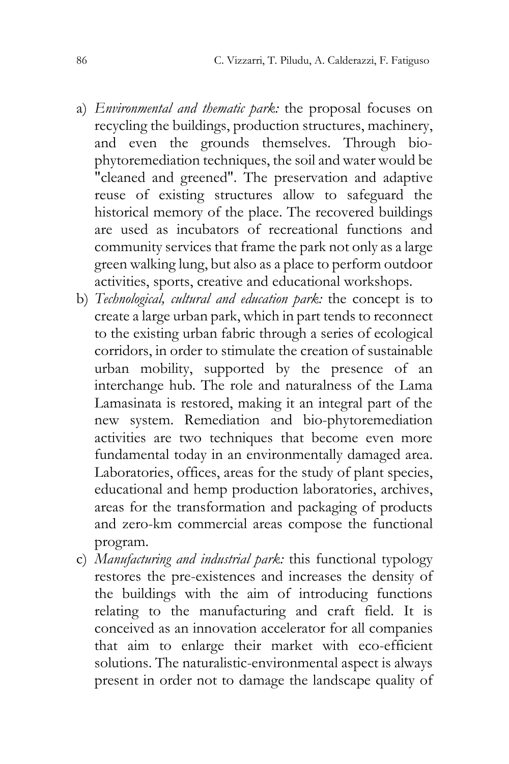a) *Environmental and thematic park:* the proposal focuses on recycling the buildings, production structures, machinery, and even the grounds themselves. Through bio-phytoremediation techniques, the soil and water would be "cleaned and greened". The preservation and adaptive reuse of existing structures allow to safeguard the historical memory of the place. The recovered buildings are used as incubators of recreational functions and community services that frame the park not only as a large green walking lung, but also as a place to perform outdoor activities, sports, creative and educational workshops.
b) *Technological, cultural and education park:* the concept is to create a large urban park, which in part tends to reconnect to the existing urban fabric through a series of ecological corridors, in order to stimulate the creation of sustainable urban mobility, supported by the presence of an interchange hub. The role and naturalness of the Lama Lamasinata is restored, making it an integral part of the new system. Remediation and bio-phytoremediation activities are two techniques that become even more fundamental today in an environmentally damaged area. Laboratories, offices, areas for the study of plant species, educational and hemp production laboratories, archives, areas for the transformation and packaging of products and zero-km commercial areas compose the functional program.
c) *Manufacturing and industrial park:* this functional typology restores the pre-existences and increases the density of the buildings with the aim of introducing functions relating to the manufacturing and craft field. It is conceived as an innovation accelerator for all companies that aim to enlarge their market with eco-efficient solutions. The naturalistic-environmental aspect is always present in order not to damage the landscape quality of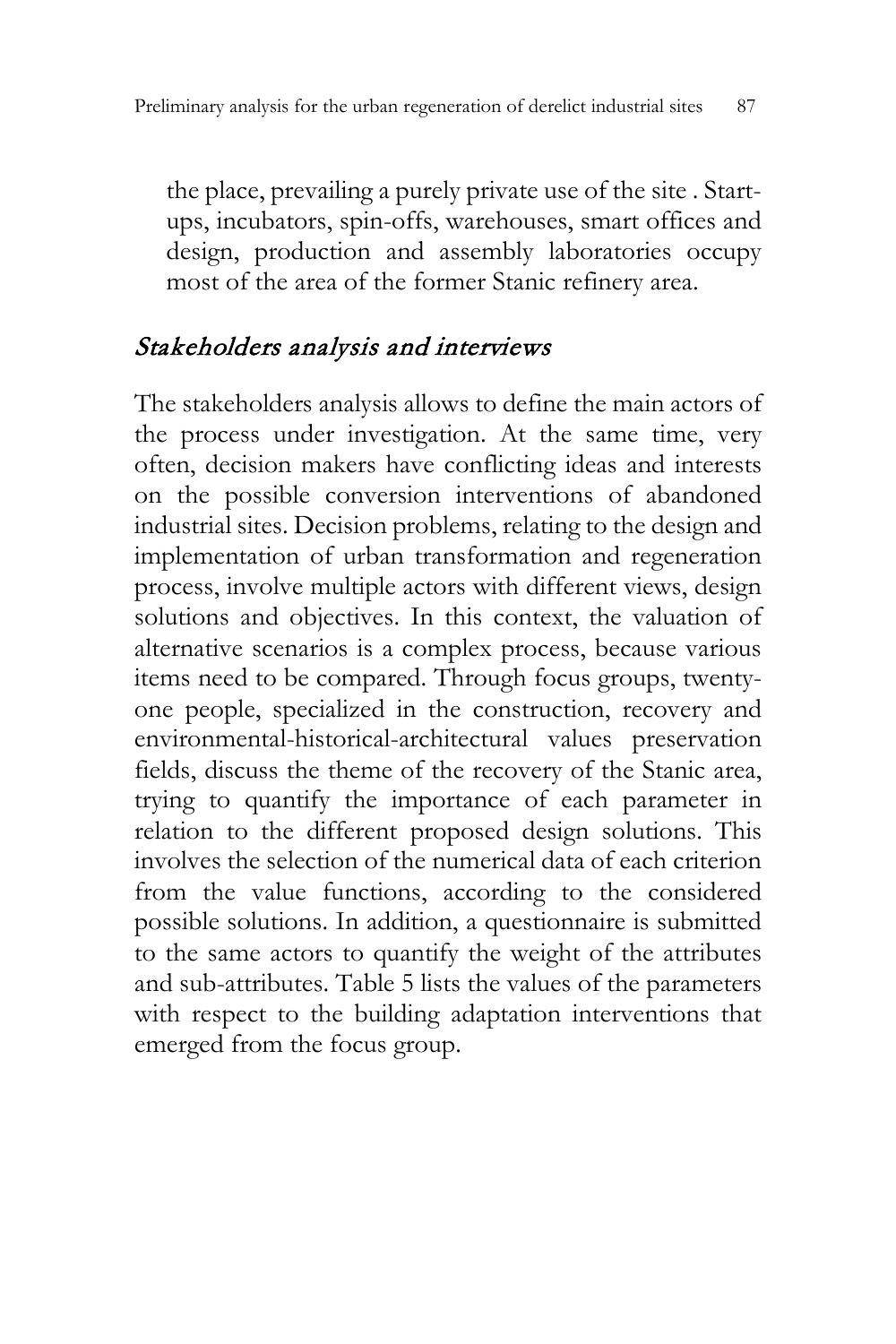the place, prevailing a purely private use of the site . Start-ups, incubators, spin-offs, warehouses, smart offices and design, production and assembly laboratories occupy most of the area of the former Stanic refinery area.

### *Stakeholders analysis and interviews*

The stakeholders analysis allows to define the main actors of the process under investigation. At the same time, very often, decision makers have conflicting ideas and interests on the possible conversion interventions of abandoned industrial sites. Decision problems, relating to the design and implementation of urban transformation and regeneration process, involve multiple actors with different views, design solutions and objectives. In this context, the valuation of alternative scenarios is a complex process, because various items need to be compared. Through focus groups, twenty-one people, specialized in the construction, recovery and environmental-historical-architectural values preservation fields, discuss the theme of the recovery of the Stanic area, trying to quantify the importance of each parameter in relation to the different proposed design solutions. This involves the selection of the numerical data of each criterion from the value functions, according to the considered possible solutions. In addition, a questionnaire is submitted to the same actors to quantify the weight of the attributes and sub-attributes. Table 5 lists the values of the parameters with respect to the building adaptation interventions that emerged from the focus group.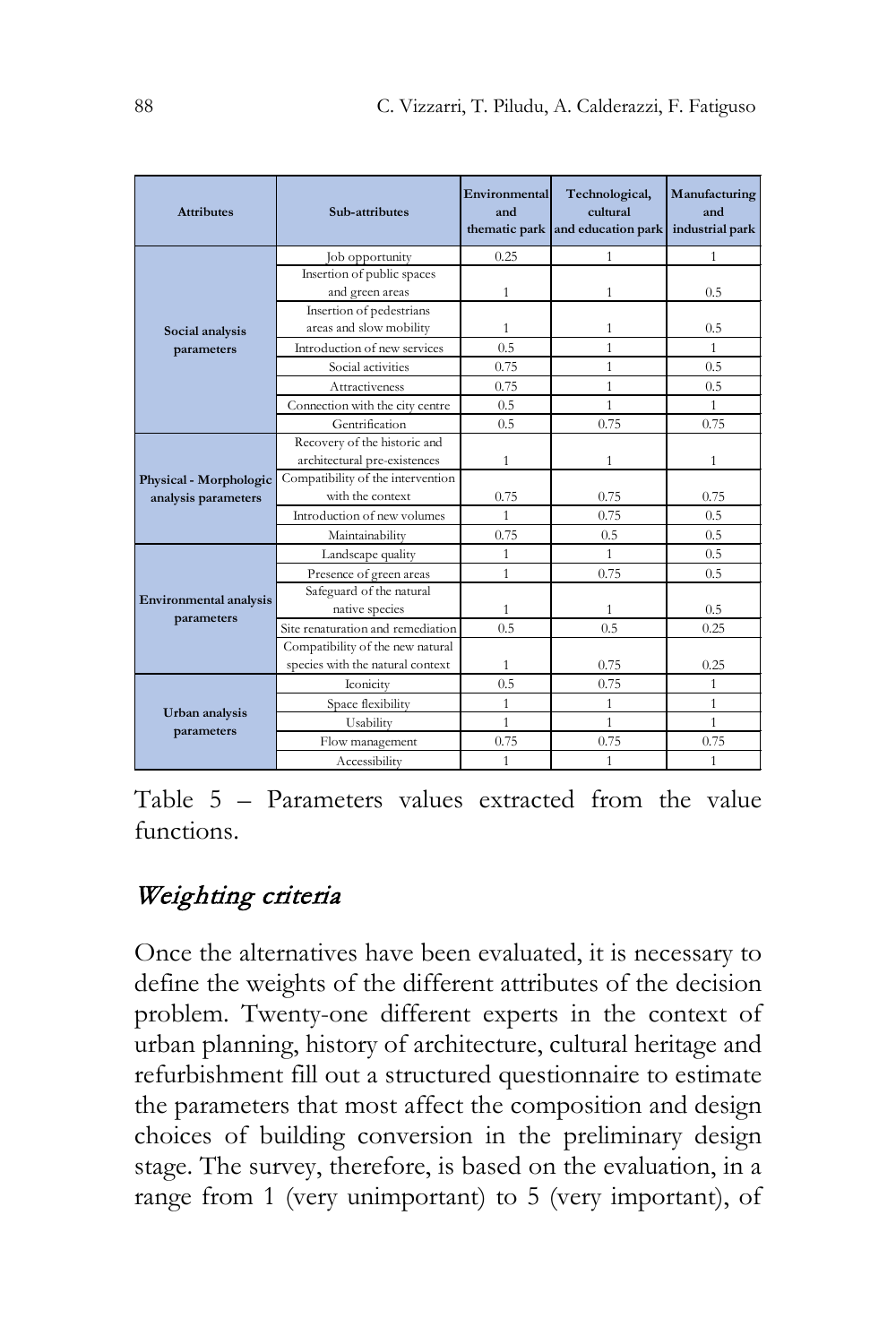| Attributes | Sub-attributes | Environmental and thematic park | Technological, cultural and education park | Manufacturing and industrial park |
|---|---|---|---|---|
| Social analysis parameters | Job opportunity | 0.25 | 1 | 1 |
| | Insertion of public spaces and green areas | 1 | 1 | 0.5 |
| | Insertion of pedestrians areas and slow mobility | 1 | 1 | 0.5 |
| | Introduction of new services | 0.5 | 1 | 1 |
| | Social activities | 0.75 | 1 | 0.5 |
| | Attractiveness | 0.75 | 1 | 0.5 |
| | Connection with the city centre | 0.5 | 1 | 1 |
| | Gentrification | 0.5 | 0.75 | 0.75 |
| Physical - Morphologic analysis parameters | Recovery of the historic and architectural pre-existences | 1 | 1 | 1 |
| | Compatibility of the intervention with the context | 0.75 | 0.75 | 0.75 |
| | Introduction of new volumes | 1 | 0.75 | 0.5 |
| | Maintainability | 0.75 | 0.5 | 0.5 |
| Environmental analysis parameters | Landscape quality | 1 | 1 | 0.5 |
| | Presence of green areas | 1 | 0.75 | 0.5 |
| | Safeguard of the natural native species | 1 | 1 | 0.5 |
| | Site renaturation and remediation | 0.5 | 0.5 | 0.25 |
| | Compatibility of the new natural species with the natural context | 1 | 0.75 | 0.25 |
| Urban analysis parameters | Iconicity | 0.5 | 0.75 | 1 |
| | Space flexibility | 1 | 1 | 1 |
| | Usability | 1 | 1 | 1 |
| | Flow management | 0.75 | 0.75 | 0.75 |
| | Accessibility | 1 | 1 | 1 |

Table 5 – Parameters values extracted from the value functions.

## *Weighting criteria*

Once the alternatives have been evaluated, it is necessary to define the weights of the different attributes of the decision problem. Twenty-one different experts in the context of urban planning, history of architecture, cultural heritage and refurbishment fill out a structured questionnaire to estimate the parameters that most affect the composition and design choices of building conversion in the preliminary design stage. The survey, therefore, is based on the evaluation, in a range from 1 (very unimportant) to 5 (very important), of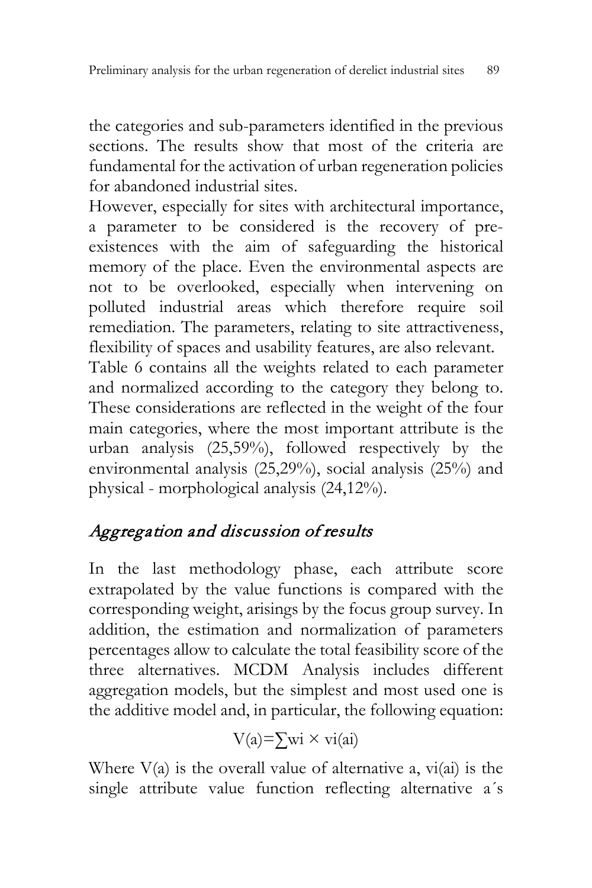the categories and sub-parameters identified in the previous sections. The results show that most of the criteria are fundamental for the activation of urban regeneration policies for abandoned industrial sites.

However, especially for sites with architectural importance, a parameter to be considered is the recovery of pre-existences with the aim of safeguarding the historical memory of the place. Even the environmental aspects are not to be overlooked, especially when intervening on polluted industrial areas which therefore require soil remediation. The parameters, relating to site attractiveness, flexibility of spaces and usability features, are also relevant.

Table 6 contains all the weights related to each parameter and normalized according to the category they belong to. These considerations are reflected in the weight of the four main categories, where the most important attribute is the urban analysis (25,59%), followed respectively by the environmental analysis (25,29%), social analysis (25%) and physical - morphological analysis (24,12%).

## *Aggregation and discussion of results*

In the last methodology phase, each attribute score extrapolated by the value functions is compared with the corresponding weight, arisings by the focus group survey. In addition, the estimation and normalization of parameters percentages allow to calculate the total feasibility score of the three alternatives. MCDM Analysis includes different aggregation models, but the simplest and most used one is the additive model and, in particular, the following equation:

$$V(a)=\sum w_i \times v_i(a_i)$$

Where $V(a)$ is the overall value of alternative a, $v_i(a_i)$ is the single attribute value function reflecting alternative a´s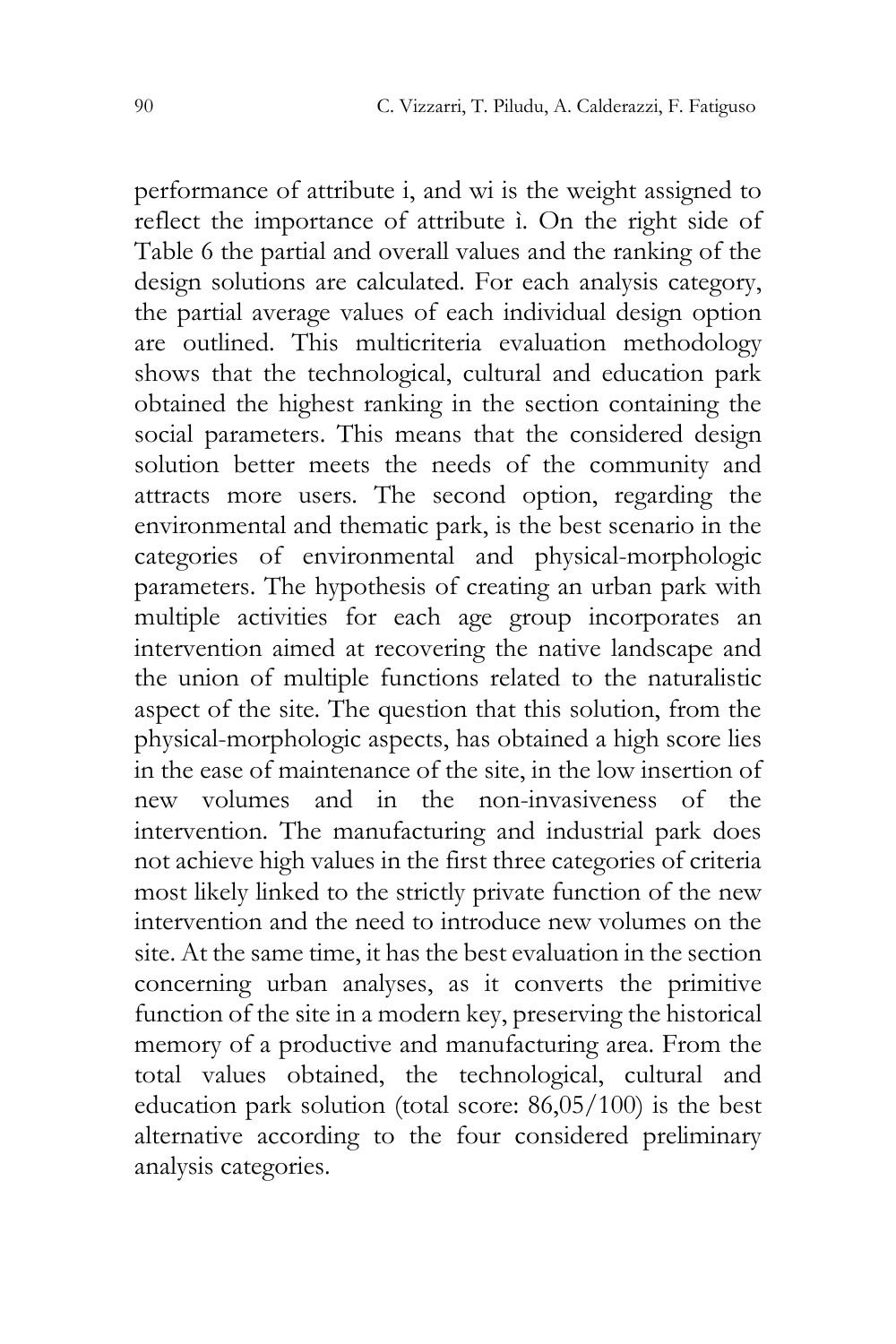performance of attribute i, and wi is the weight assigned to reflect the importance of attribute ì. On the right side of Table 6 the partial and overall values and the ranking of the design solutions are calculated. For each analysis category, the partial average values of each individual design option are outlined. This multicriteria evaluation methodology shows that the technological, cultural and education park obtained the highest ranking in the section containing the social parameters. This means that the considered design solution better meets the needs of the community and attracts more users. The second option, regarding the environmental and thematic park, is the best scenario in the categories of environmental and physical-morphologic parameters. The hypothesis of creating an urban park with multiple activities for each age group incorporates an intervention aimed at recovering the native landscape and the union of multiple functions related to the naturalistic aspect of the site. The question that this solution, from the physical-morphologic aspects, has obtained a high score lies in the ease of maintenance of the site, in the low insertion of new volumes and in the non-invasiveness of the intervention. The manufacturing and industrial park does not achieve high values in the first three categories of criteria most likely linked to the strictly private function of the new intervention and the need to introduce new volumes on the site. At the same time, it has the best evaluation in the section concerning urban analyses, as it converts the primitive function of the site in a modern key, preserving the historical memory of a productive and manufacturing area. From the total values obtained, the technological, cultural and education park solution (total score: 86,05/100) is the best alternative according to the four considered preliminary analysis categories.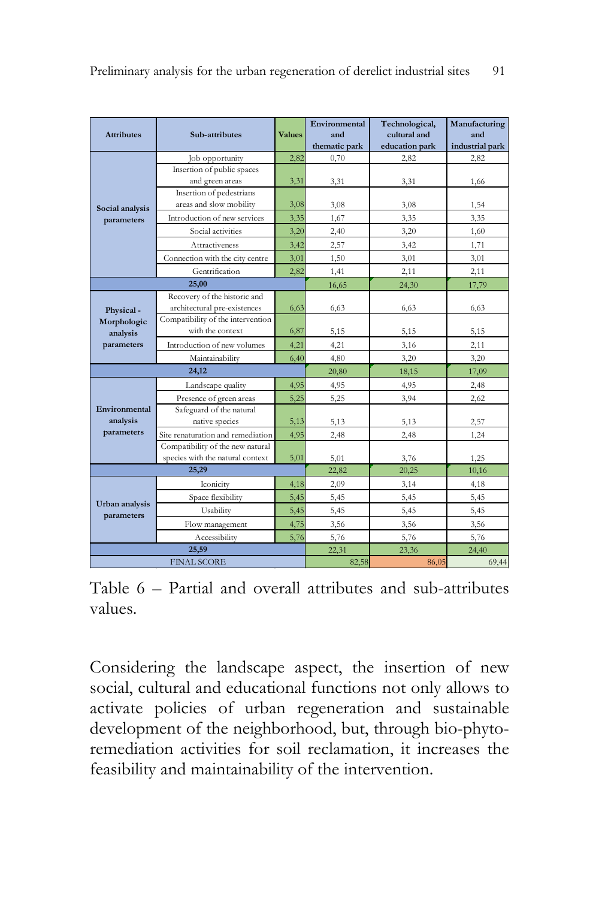| Attributes | Sub-attributes | Values | Environmental and thematic park | Technological, cultural and education park | Manufacturing and industrial park |
|---|---|---|---|---|---|
| Social analysis parameters | Job opportunity | 2,82 | 0,70 | 2,82 | 2,82 |
| | Insertion of public spaces and green areas | 3,31 | 3,31 | 3,31 | 1,66 |
| | Insertion of pedestrians areas and slow mobility | 3,08 | 3,08 | 3,08 | 1,54 |
| | Introduction of new services | 3,35 | 1,67 | 3,35 | 3,35 |
| | Social activities | 3,20 | 2,40 | 3,20 | 1,60 |
| | Attractiveness | 3,42 | 2,57 | 3,42 | 1,71 |
| | Connection with the city centre | 3,01 | 1,50 | 3,01 | 3,01 |
| | Gentrification | 2,82 | 1,41 | 2,11 | 2,11 |
| **25,00** | | | 16,65 | 24,30 | 17,79 |
| Physical - Morphologic analysis parameters | Recovery of the historic and architectural pre-existences | 6,63 | 6,63 | 6,63 | 6,63 |
| | Compatibility of the intervention with the context | 6,87 | 5,15 | 5,15 | 5,15 |
| | Introduction of new volumes | 4,21 | 4,21 | 3,16 | 2,11 |
| | Maintainability | 6,40 | 4,80 | 3,20 | 3,20 |
| **24,12** | | | 20,80 | 18,15 | 17,09 |
| Environmental analysis parameters | Landscape quality | 4,95 | 4,95 | 4,95 | 2,48 |
| | Presence of green areas | 5,25 | 5,25 | 3,94 | 2,62 |
| | Safeguard of the natural native species | 5,13 | 5,13 | 5,13 | 2,57 |
| | Site renaturation and remediation | 4,95 | 2,48 | 2,48 | 1,24 |
| | Compatibility of the new natural species with the natural context | 5,01 | 5,01 | 3,76 | 1,25 |
| **25,29** | | | 22,82 | 20,25 | 10,16 |
| Urban analysis parameters | Iconicity | 4,18 | 2,09 | 3,14 | 4,18 |
| | Space flexibility | 5,45 | 5,45 | 5,45 | 5,45 |
| | Usability | 5,45 | 5,45 | 5,45 | 5,45 |
| | Flow management | 4,75 | 3,56 | 3,56 | 3,56 |
| | Accessibility | 5,76 | 5,76 | 5,76 | 5,76 |
| **25,59** | | | 22,31 | 23,36 | 24,40 |
| FINAL SCORE | | | 82,58 | 86,05 | 69,44 |

Table 6 – Partial and overall attributes and sub-attributes values.

Considering the landscape aspect, the insertion of new social, cultural and educational functions not only allows to activate policies of urban regeneration and sustainable development of the neighborhood, but, through bio-phyto-remediation activities for soil reclamation, it increases the feasibility and maintainability of the intervention.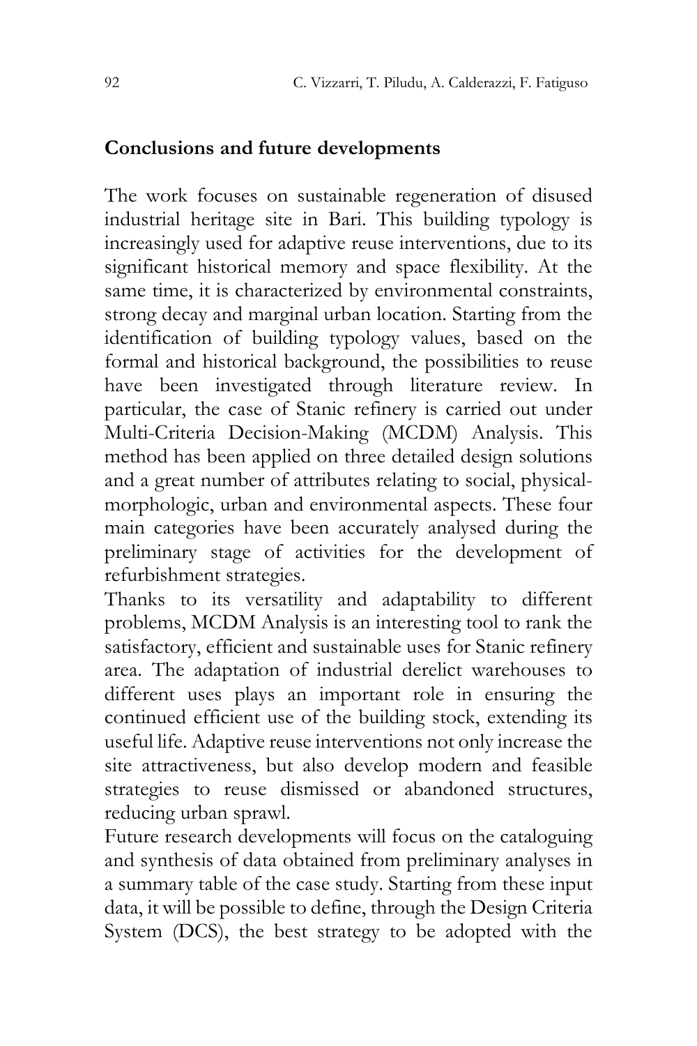## Conclusions and future developments

The work focuses on sustainable regeneration of disused industrial heritage site in Bari. This building typology is increasingly used for adaptive reuse interventions, due to its significant historical memory and space flexibility. At the same time, it is characterized by environmental constraints, strong decay and marginal urban location. Starting from the identification of building typology values, based on the formal and historical background, the possibilities to reuse have been investigated through literature review. In particular, the case of Stanic refinery is carried out under Multi-Criteria Decision-Making (MCDM) Analysis. This method has been applied on three detailed design solutions and a great number of attributes relating to social, physical-morphologic, urban and environmental aspects. These four main categories have been accurately analysed during the preliminary stage of activities for the development of refurbishment strategies.

Thanks to its versatility and adaptability to different problems, MCDM Analysis is an interesting tool to rank the satisfactory, efficient and sustainable uses for Stanic refinery area. The adaptation of industrial derelict warehouses to different uses plays an important role in ensuring the continued efficient use of the building stock, extending its useful life. Adaptive reuse interventions not only increase the site attractiveness, but also develop modern and feasible strategies to reuse dismissed or abandoned structures, reducing urban sprawl.

Future research developments will focus on the cataloguing and synthesis of data obtained from preliminary analyses in a summary table of the case study. Starting from these input data, it will be possible to define, through the Design Criteria System (DCS), the best strategy to be adopted with the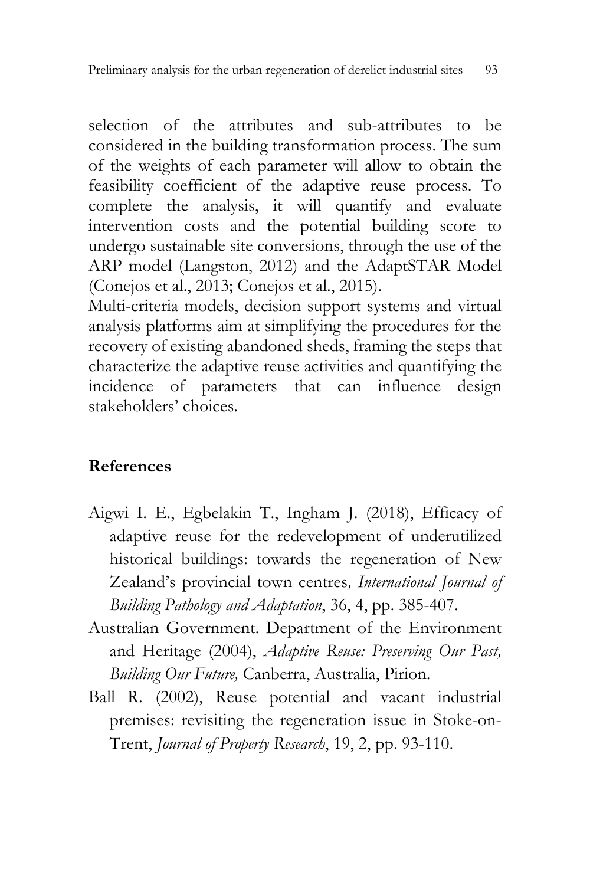selection of the attributes and sub-attributes to be considered in the building transformation process. The sum of the weights of each parameter will allow to obtain the feasibility coefficient of the adaptive reuse process. To complete the analysis, it will quantify and evaluate intervention costs and the potential building score to undergo sustainable site conversions, through the use of the ARP model (Langston, 2012) and the AdaptSTAR Model (Conejos et al., 2013; Conejos et al., 2015).

Multi-criteria models, decision support systems and virtual analysis platforms aim at simplifying the procedures for the recovery of existing abandoned sheds, framing the steps that characterize the adaptive reuse activities and quantifying the incidence of parameters that can influence design stakeholders' choices.

## References

Aigwi I. E., Egbelakin T., Ingham J. (2018), Efficacy of adaptive reuse for the redevelopment of underutilized historical buildings: towards the regeneration of New Zealand's provincial town centres*, International Journal of Building Pathology and Adaptation*, 36, 4, pp. 385-407.

Australian Government. Department of the Environment and Heritage (2004), *Adaptive Reuse: Preserving Our Past, Building Our Future,* Canberra, Australia, Pirion.

Ball R. (2002), Reuse potential and vacant industrial premises: revisiting the regeneration issue in Stoke-on-Trent, *Journal of Property Research*, 19, 2, pp. 93-110.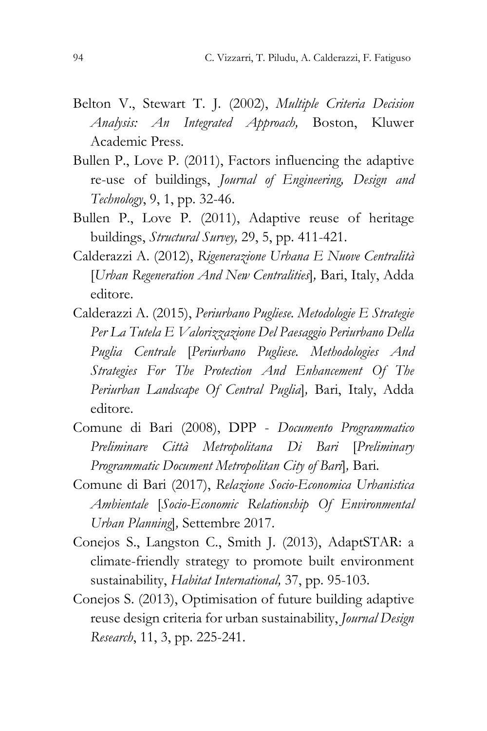Belton V., Stewart T. J. (2002), *Multiple Criteria Decision Analysis: An Integrated Approach,* Boston, Kluwer Academic Press.

Bullen P., Love P. (2011), Factors influencing the adaptive re-use of buildings, *Journal of Engineering, Design and Technology*, 9, 1, pp. 32-46.

Bullen P., Love P. (2011), Adaptive reuse of heritage buildings, *Structural Survey,* 29, 5, pp. 411-421.

Calderazzi A. (2012), *Rigenerazione Urbana E Nuove Centralità* [*Urban Regeneration And New Centralities*]*,* Bari, Italy, Adda editore.

Calderazzi A. (2015), *Periurbano Pugliese. Metodologie E Strategie Per La Tutela E Valorizzazione Del Paesaggio Periurbano Della Puglia Centrale* [*Periurbano Pugliese. Methodologies And Strategies For The Protection And Enhancement Of The Periurban Landscape Of Central Puglia*]*,* Bari, Italy, Adda editore.

Comune di Bari (2008), DPP - *Documento Programmatico Preliminare Città Metropolitana Di Bari* [*Preliminary Programmatic Document Metropolitan City of Bari*]*,* Bari.

Comune di Bari (2017), *Relazione Socio-Economica Urbanistica Ambientale* [*Socio-Economic Relationship Of Environmental Urban Planning*]*,* Settembre 2017.

Conejos S., Langston C., Smith J. (2013), AdaptSTAR: a climate-friendly strategy to promote built environment sustainability, *Habitat International,* 37, pp. 95-103.

Conejos S. (2013), Optimisation of future building adaptive reuse design criteria for urban sustainability, *Journal Design Research*, 11, 3, pp. 225-241.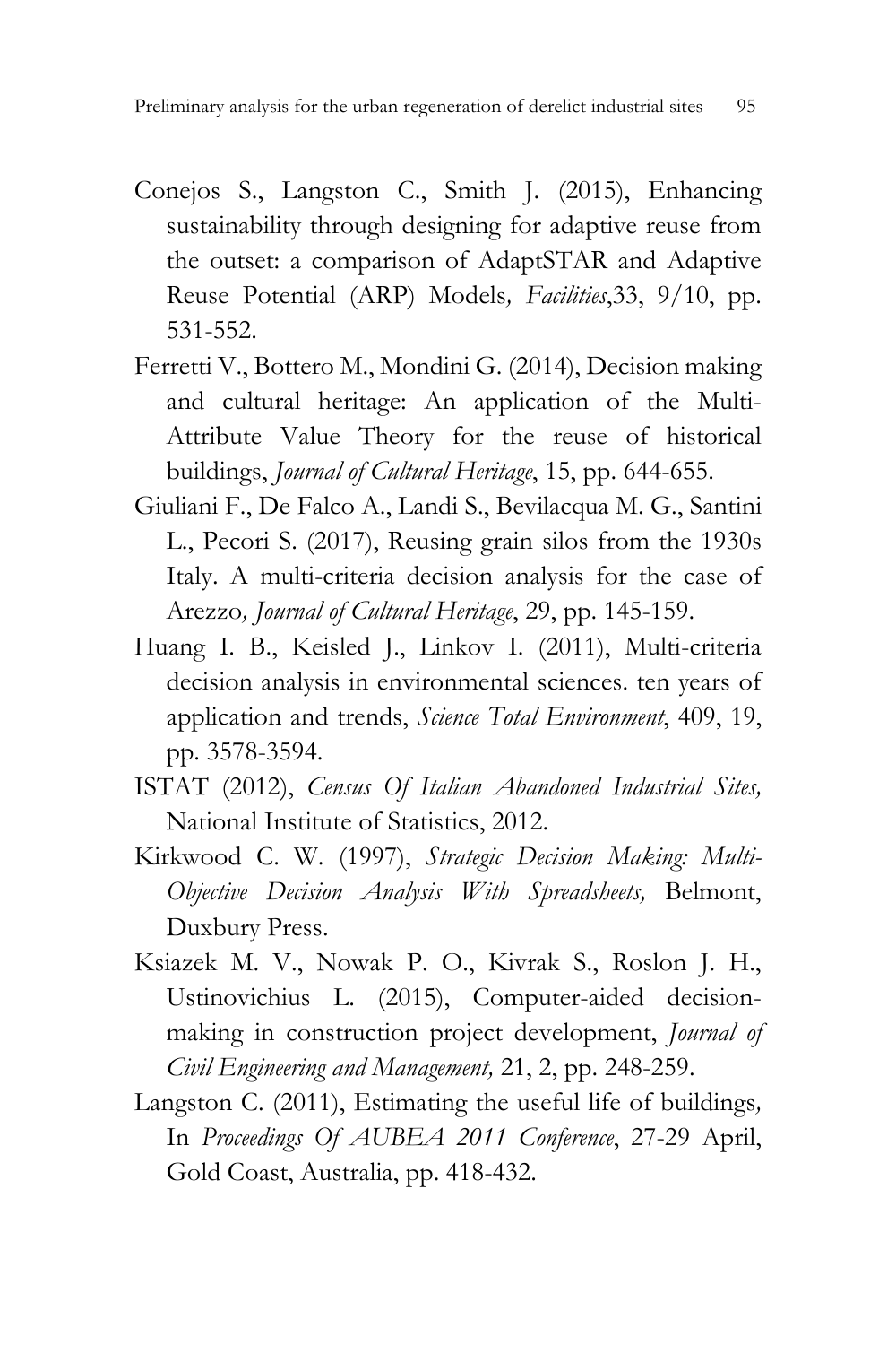Conejos S., Langston C., Smith J. (2015), Enhancing sustainability through designing for adaptive reuse from the outset: a comparison of AdaptSTAR and Adaptive Reuse Potential (ARP) Models*, Facilities*,33, 9/10, pp. 531-552.

Ferretti V., Bottero M., Mondini G. (2014), Decision making and cultural heritage: An application of the Multi-Attribute Value Theory for the reuse of historical buildings, *Journal of Cultural Heritage*, 15, pp. 644-655.

Giuliani F., De Falco A., Landi S., Bevilacqua M. G., Santini L., Pecori S. (2017), Reusing grain silos from the 1930s Italy. A multi-criteria decision analysis for the case of Arezzo*, Journal of Cultural Heritage*, 29, pp. 145-159.

Huang I. B., Keisled J., Linkov I. (2011), Multi-criteria decision analysis in environmental sciences. ten years of application and trends, *Science Total Environment*, 409, 19, pp. 3578-3594.

ISTAT (2012), *Census Of Italian Abandoned Industrial Sites,* National Institute of Statistics, 2012.

Kirkwood C. W. (1997), *Strategic Decision Making: Multi-Objective Decision Analysis With Spreadsheets,* Belmont, Duxbury Press.

Ksiazek M. V., Nowak P. O., Kivrak S., Roslon J. H., Ustinovichius L. (2015), Computer-aided decision-making in construction project development, *Journal of Civil Engineering and Management,* 21, 2, pp. 248-259.

Langston C. (2011), Estimating the useful life of buildings*,* In *Proceedings Of AUBEA 2011 Conference*, 27-29 April, Gold Coast, Australia, pp. 418-432.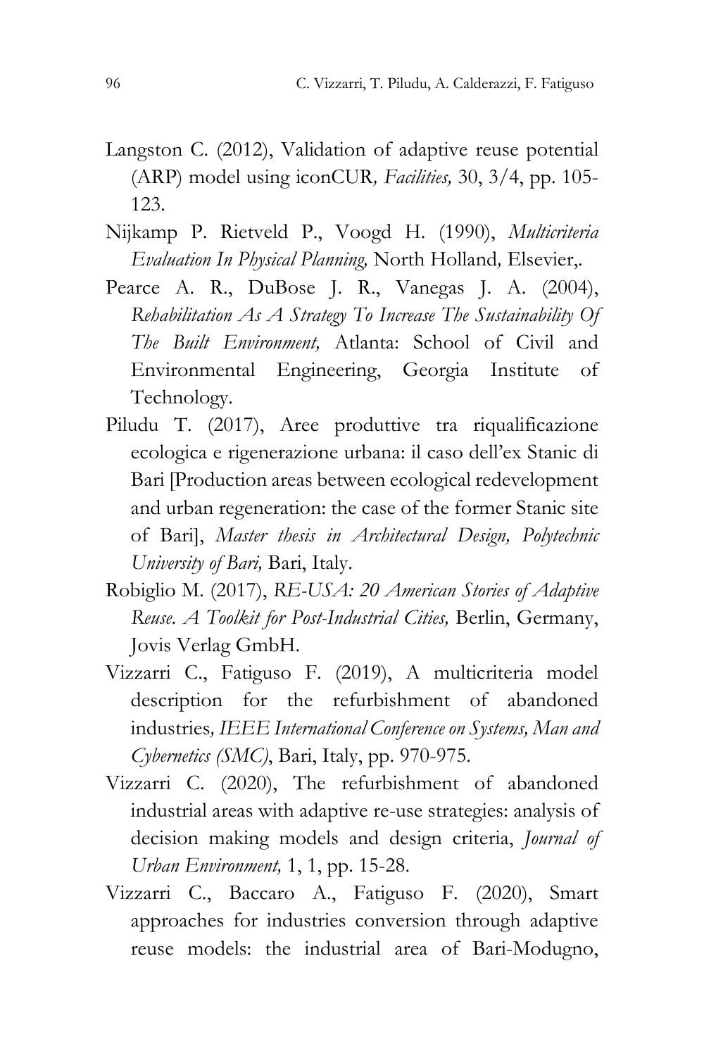Langston C. (2012), Validation of adaptive reuse potential (ARP) model using iconCUR*, Facilities,* 30, 3/4, pp. 105-123.

Nijkamp P. Rietveld P., Voogd H. (1990), *Multicriteria Evaluation In Physical Planning,* North Holland*,* Elsevier,.

Pearce A. R., DuBose J. R., Vanegas J. A. (2004), *Rehabilitation As A Strategy To Increase The Sustainability Of The Built Environment,* Atlanta: School of Civil and Environmental Engineering, Georgia Institute of Technology.

Piludu T. (2017), Aree produttive tra riqualificazione ecologica e rigenerazione urbana: il caso dell'ex Stanic di Bari [Production areas between ecological redevelopment and urban regeneration: the case of the former Stanic site of Bari], *Master thesis in Architectural Design, Polytechnic University of Bari,* Bari, Italy.

Robiglio M. (2017), *RE-USA: 20 American Stories of Adaptive Reuse. A Toolkit for Post-Industrial Cities,* Berlin, Germany, Jovis Verlag GmbH.

Vizzarri C., Fatiguso F. (2019), A multicriteria model description for the refurbishment of abandoned industries*, IEEE International Conference on Systems, Man and Cybernetics (SMC)*, Bari, Italy, pp. 970-975.

Vizzarri C. (2020), The refurbishment of abandoned industrial areas with adaptive re-use strategies: analysis of decision making models and design criteria, *Journal of Urban Environment,* 1, 1, pp. 15-28.

Vizzarri C., Baccaro A., Fatiguso F. (2020), Smart approaches for industries conversion through adaptive reuse models: the industrial area of Bari-Modugno,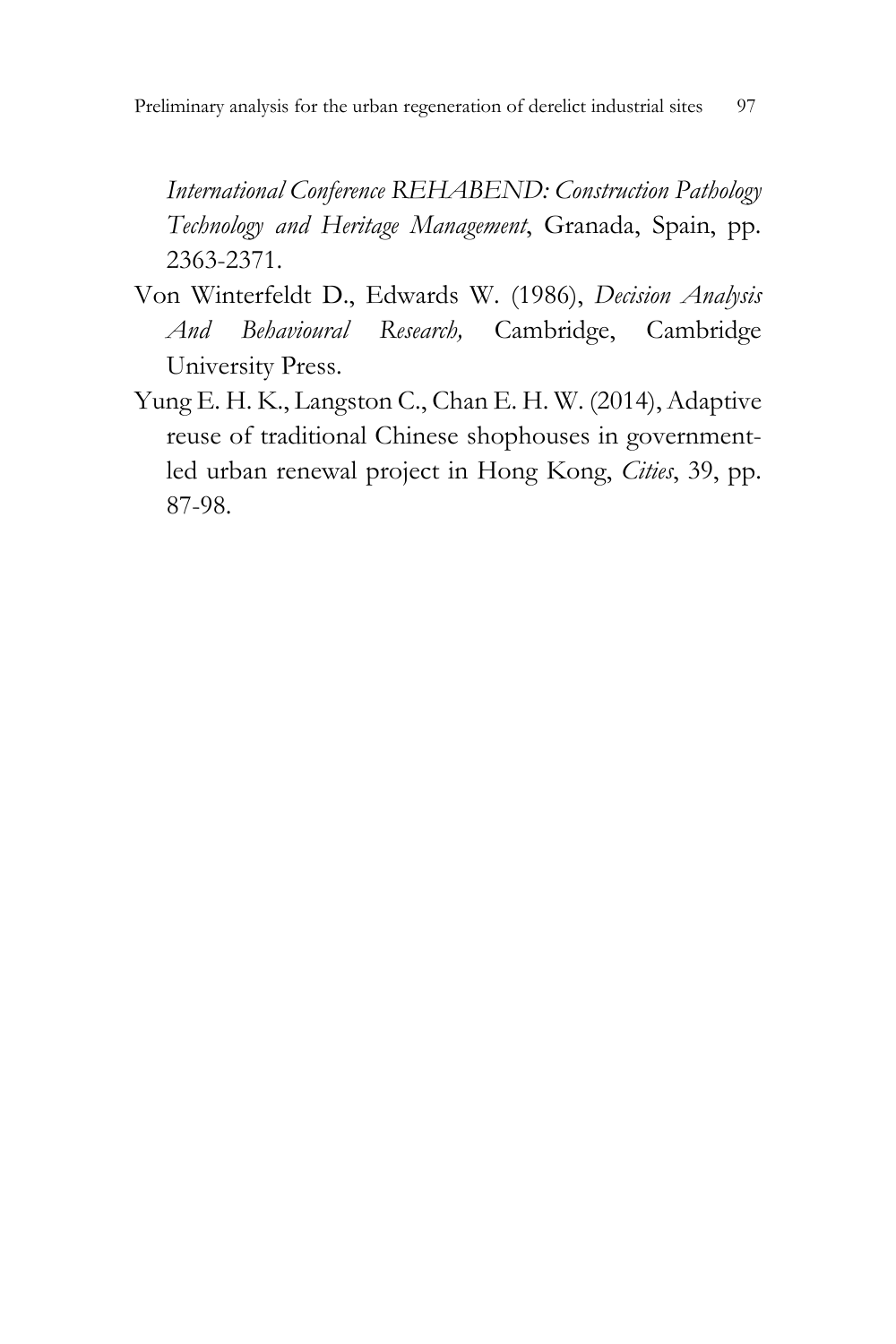*International Conference REHABEND: Construction Pathology Technology and Heritage Management*, Granada, Spain, pp. 2363-2371.

Von Winterfeldt D., Edwards W. (1986), *Decision Analysis And Behavioural Research,* Cambridge, Cambridge University Press.

Yung E. H. K., Langston C., Chan E. H. W. (2014), Adaptive reuse of traditional Chinese shophouses in government-led urban renewal project in Hong Kong, *Cities*, 39, pp. 87-98.